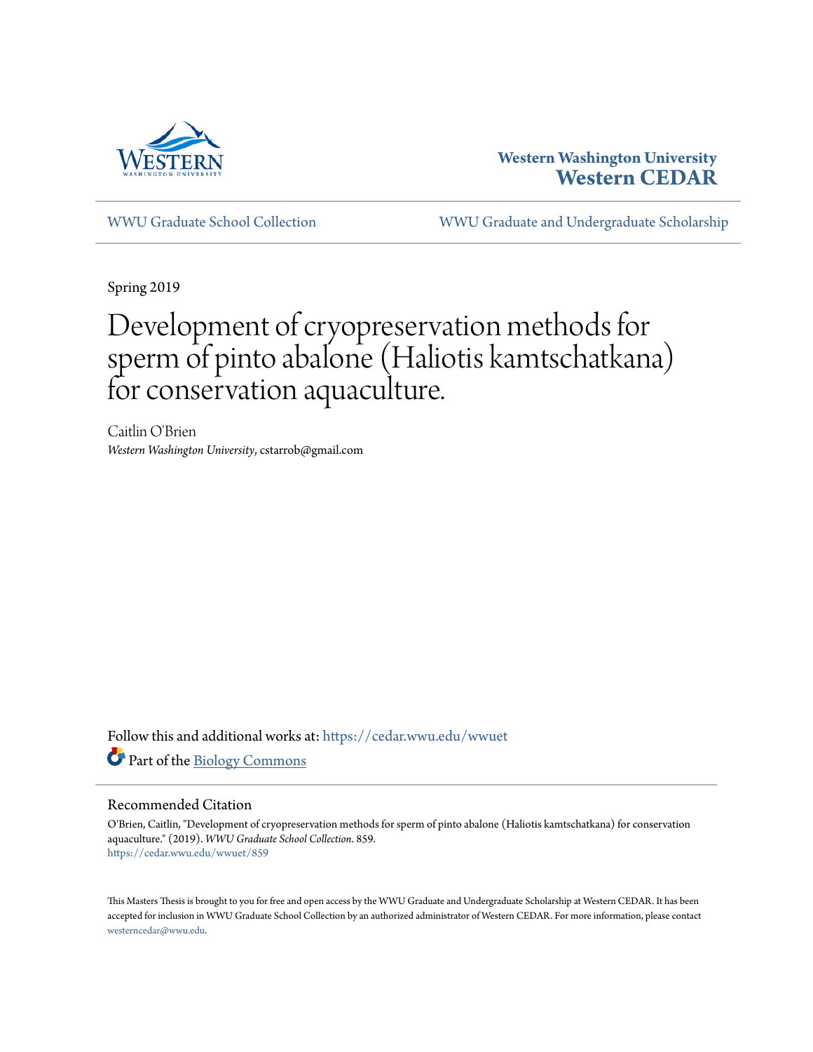Western Washington University
Western CEDAR

WWU Graduate School Collection

WWU Graduate and Undergraduate Scholarship

Spring 2019

# Development of cryopreservation methods for sperm of pinto abalone (Haliotis kamtschatkana) for conservation aquaculture.

Caitlin O'Brien
*Western Washington University*, cstarrob@gmail.com

Follow this and additional works at: https://cedar.wwu.edu/wwuet

Part of the Biology Commons

## Recommended Citation

O'Brien, Caitlin, "Development of cryopreservation methods for sperm of pinto abalone (Haliotis kamtschatkana) for conservation aquaculture." (2019). *WWU Graduate School Collection*. 859.
https://cedar.wwu.edu/wwuet/859

This Masters Thesis is brought to you for free and open access by the WWU Graduate and Undergraduate Scholarship at Western CEDAR. It has been accepted for inclusion in WWU Graduate School Collection by an authorized administrator of Western CEDAR. For more information, please contact westerncedar@wwu.edu.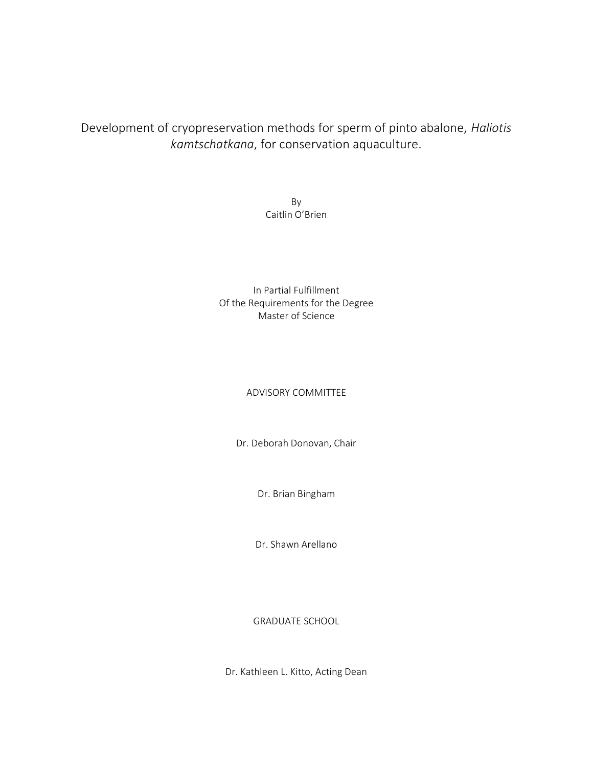# Development of cryopreservation methods for sperm of pinto abalone, *Haliotis kamtschatkana*, for conservation aquaculture.

By
Caitlin O'Brien

In Partial Fulfillment
Of the Requirements for the Degree
Master of Science

ADVISORY COMMITTEE

Dr. Deborah Donovan, Chair

Dr. Brian Bingham

Dr. Shawn Arellano

GRADUATE SCHOOL

Dr. Kathleen L. Kitto, Acting Dean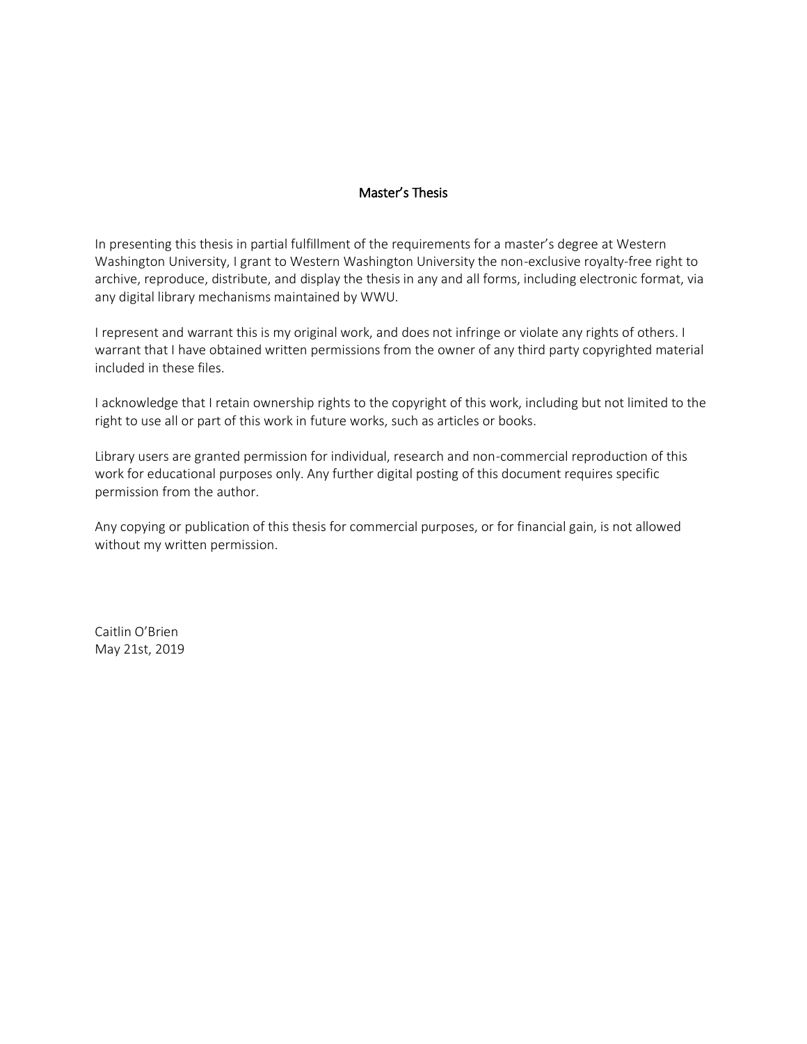## Master's Thesis

In presenting this thesis in partial fulfillment of the requirements for a master's degree at Western Washington University, I grant to Western Washington University the non-exclusive royalty-free right to archive, reproduce, distribute, and display the thesis in any and all forms, including electronic format, via any digital library mechanisms maintained by WWU.

I represent and warrant this is my original work, and does not infringe or violate any rights of others. I warrant that I have obtained written permissions from the owner of any third party copyrighted material included in these files.

I acknowledge that I retain ownership rights to the copyright of this work, including but not limited to the right to use all or part of this work in future works, such as articles or books.

Library users are granted permission for individual, research and non-commercial reproduction of this work for educational purposes only. Any further digital posting of this document requires specific permission from the author.

Any copying or publication of this thesis for commercial purposes, or for financial gain, is not allowed without my written permission.

Caitlin O'Brien
May 21st, 2019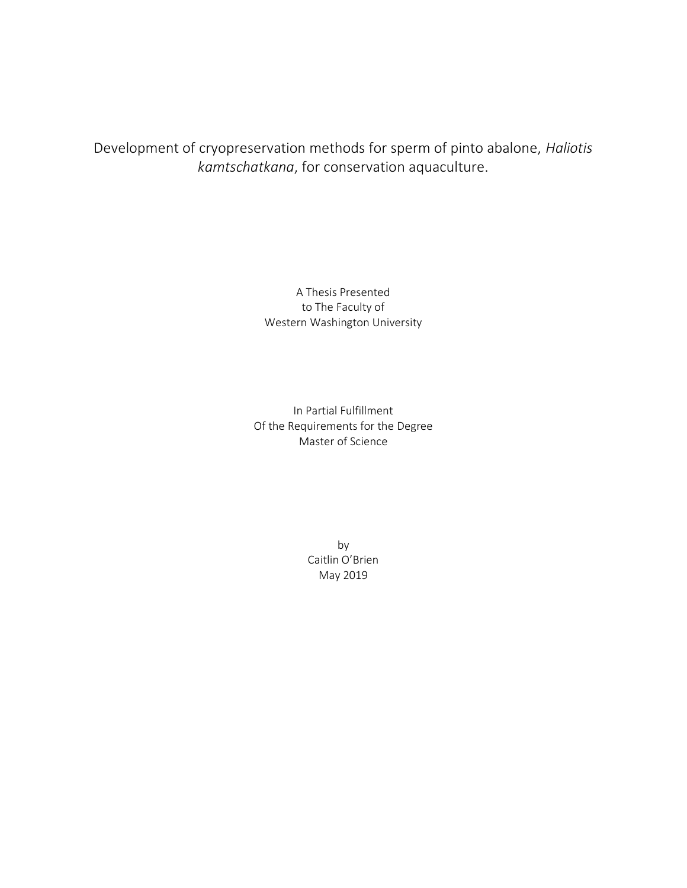# Development of cryopreservation methods for sperm of pinto abalone, *Haliotis kamtschatkana*, for conservation aquaculture.

A Thesis Presented
to The Faculty of
Western Washington University

In Partial Fulfillment
Of the Requirements for the Degree
Master of Science

by
Caitlin O'Brien
May 2019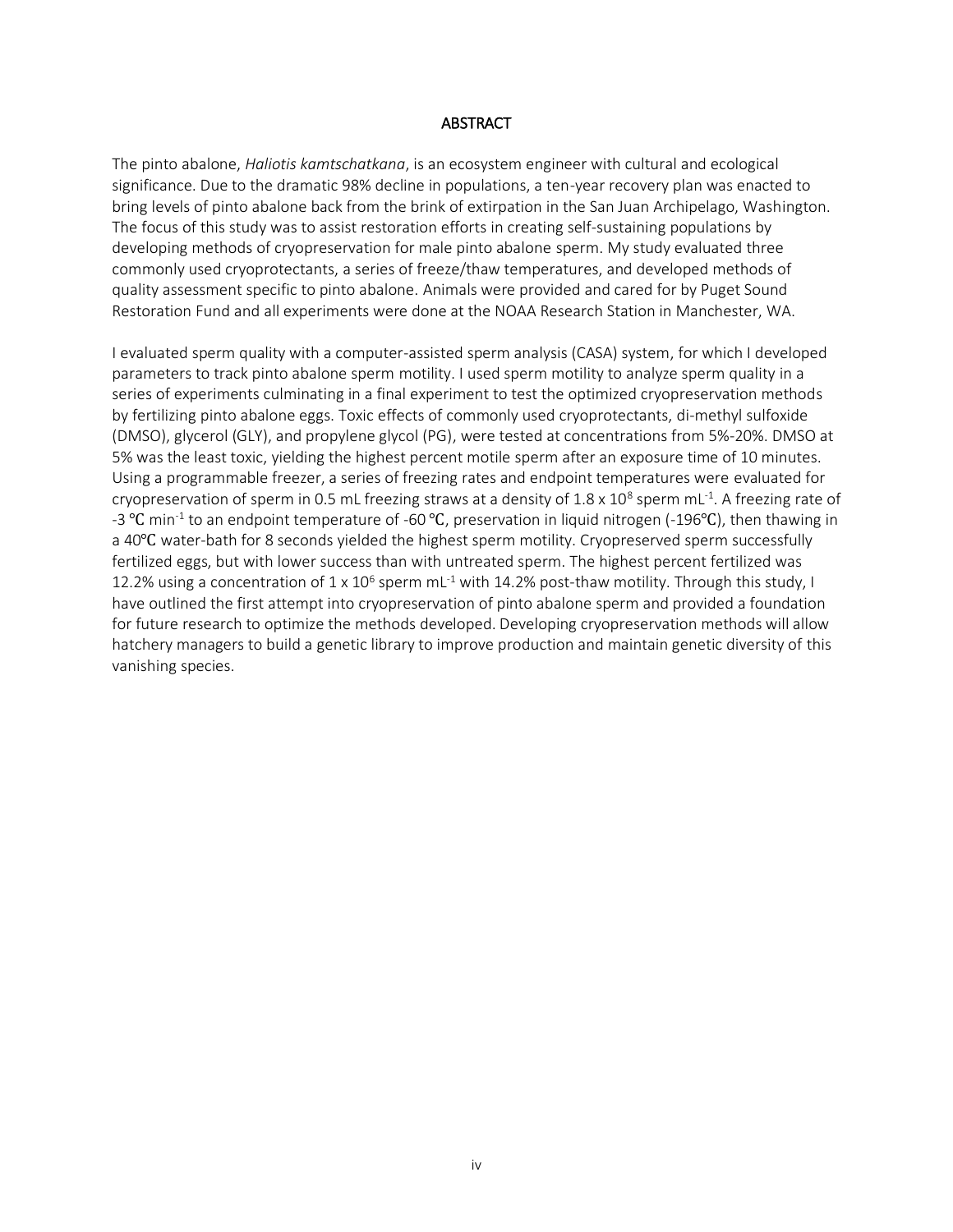## ABSTRACT

The pinto abalone, *Haliotis kamtschatkana*, is an ecosystem engineer with cultural and ecological significance. Due to the dramatic 98% decline in populations, a ten-year recovery plan was enacted to bring levels of pinto abalone back from the brink of extirpation in the San Juan Archipelago, Washington. The focus of this study was to assist restoration efforts in creating self-sustaining populations by developing methods of cryopreservation for male pinto abalone sperm. My study evaluated three commonly used cryoprotectants, a series of freeze/thaw temperatures, and developed methods of quality assessment specific to pinto abalone. Animals were provided and cared for by Puget Sound Restoration Fund and all experiments were done at the NOAA Research Station in Manchester, WA.

I evaluated sperm quality with a computer-assisted sperm analysis (CASA) system, for which I developed parameters to track pinto abalone sperm motility. I used sperm motility to analyze sperm quality in a series of experiments culminating in a final experiment to test the optimized cryopreservation methods by fertilizing pinto abalone eggs. Toxic effects of commonly used cryoprotectants, di-methyl sulfoxide (DMSO), glycerol (GLY), and propylene glycol (PG), were tested at concentrations from 5%-20%. DMSO at 5% was the least toxic, yielding the highest percent motile sperm after an exposure time of 10 minutes. Using a programmable freezer, a series of freezing rates and endpoint temperatures were evaluated for cryopreservation of sperm in 0.5 mL freezing straws at a density of $1.8 \times 10^8$ sperm $mL^{-1}$. A freezing rate of -3 ℃ $min^{-1}$ to an endpoint temperature of -60 ℃, preservation in liquid nitrogen (-196℃), then thawing in a 40℃ water-bath for 8 seconds yielded the highest sperm motility. Cryopreserved sperm successfully fertilized eggs, but with lower success than with untreated sperm. The highest percent fertilized was 12.2% using a concentration of $1 \times 10^6$ sperm $mL^{-1}$ with 14.2% post-thaw motility. Through this study, I have outlined the first attempt into cryopreservation of pinto abalone sperm and provided a foundation for future research to optimize the methods developed. Developing cryopreservation methods will allow hatchery managers to build a genetic library to improve production and maintain genetic diversity of this vanishing species.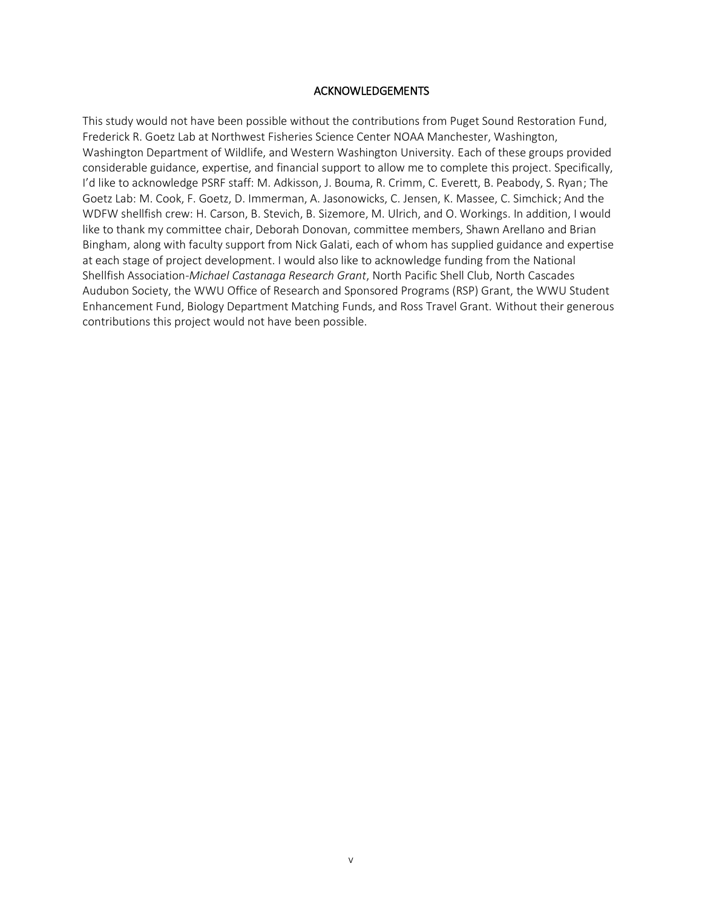# ACKNOWLEDGEMENTS

This study would not have been possible without the contributions from Puget Sound Restoration Fund, Frederick R. Goetz Lab at Northwest Fisheries Science Center NOAA Manchester, Washington, Washington Department of Wildlife, and Western Washington University. Each of these groups provided considerable guidance, expertise, and financial support to allow me to complete this project. Specifically, I'd like to acknowledge PSRF staff: M. Adkisson, J. Bouma, R. Crimm, C. Everett, B. Peabody, S. Ryan; The Goetz Lab: M. Cook, F. Goetz, D. Immerman, A. Jasonowicks, C. Jensen, K. Massee, C. Simchick; And the WDFW shellfish crew: H. Carson, B. Stevich, B. Sizemore, M. Ulrich, and O. Workings. In addition, I would like to thank my committee chair, Deborah Donovan, committee members, Shawn Arellano and Brian Bingham, along with faculty support from Nick Galati, each of whom has supplied guidance and expertise at each stage of project development. I would also like to acknowledge funding from the National Shellfish Association-*Michael Castanaga Research Grant*, North Pacific Shell Club, North Cascades Audubon Society, the WWU Office of Research and Sponsored Programs (RSP) Grant, the WWU Student Enhancement Fund, Biology Department Matching Funds, and Ross Travel Grant. Without their generous contributions this project would not have been possible.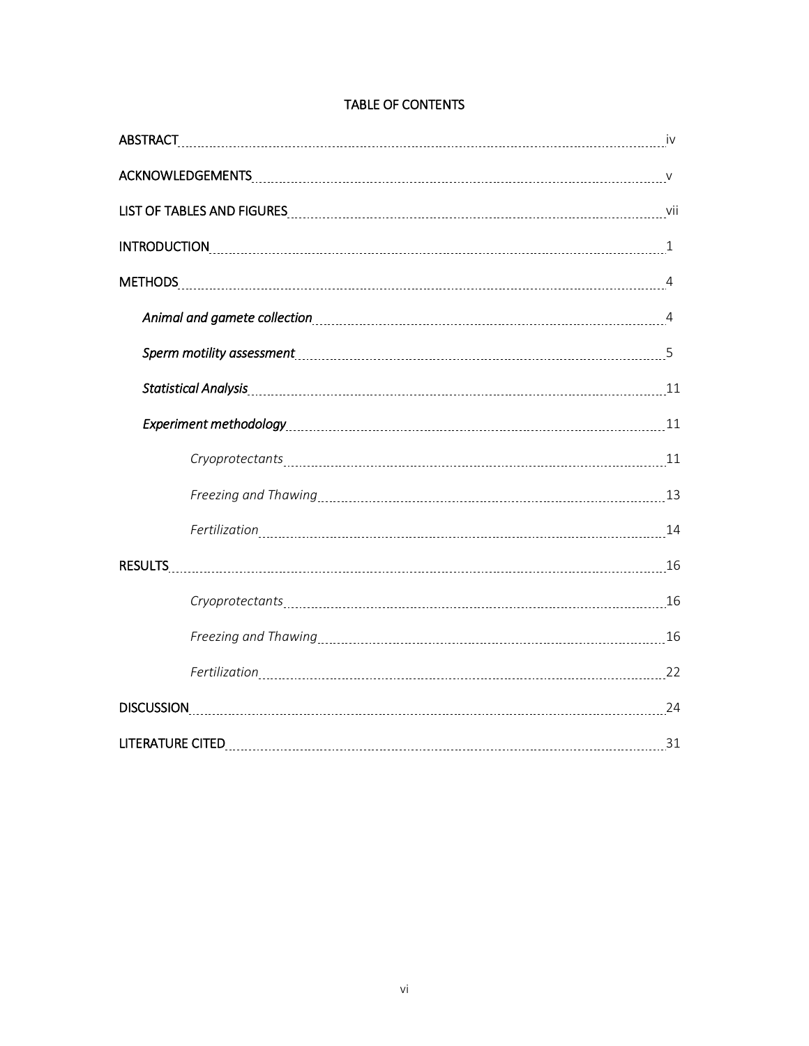# TABLE OF CONTENTS

ABSTRACT ........ iv

ACKNOWLEDGEMENTS ........ v

LIST OF TABLES AND FIGURES ........ vii

INTRODUCTION ........ 1

METHODS ........ 4

- ***Animal and gamete collection*** ........ 4
- ***Sperm motility assessment*** ........ 5
- ***Statistical Analysis*** ........ 11
- ***Experiment methodology*** ........ 11
  - *Cryoprotectants* ........ 11
  - *Freezing and Thawing* ........ 13
  - *Fertilization* ........ 14

RESULTS ........ 16

- *Cryoprotectants* ........ 16
- *Freezing and Thawing* ........ 16
- *Fertilization* ........ 22

DISCUSSION ........ 24

LITERATURE CITED ........ 31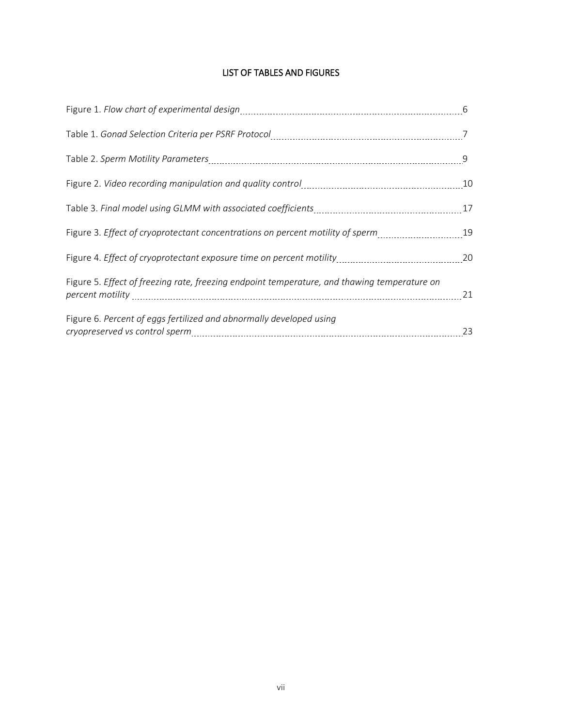# LIST OF TABLES AND FIGURES

Figure 1. *Flow chart of experimental design* 6

Table 1. *Gonad Selection Criteria per PSRF Protocol* 7

Table 2. *Sperm Motility Parameters* 9

Figure 2. *Video recording manipulation and quality control* 10

Table 3. *Final model using GLMM with associated coefficients* 17

Figure 3. *Effect of cryoprotectant concentrations on percent motility of sperm* 19

Figure 4. *Effect of cryoprotectant exposure time on percent motility* 20

Figure 5. *Effect of freezing rate, freezing endpoint temperature, and thawing temperature on percent motility* 21

Figure 6. *Percent of eggs fertilized and abnormally developed using cryopreserved vs control sperm* 23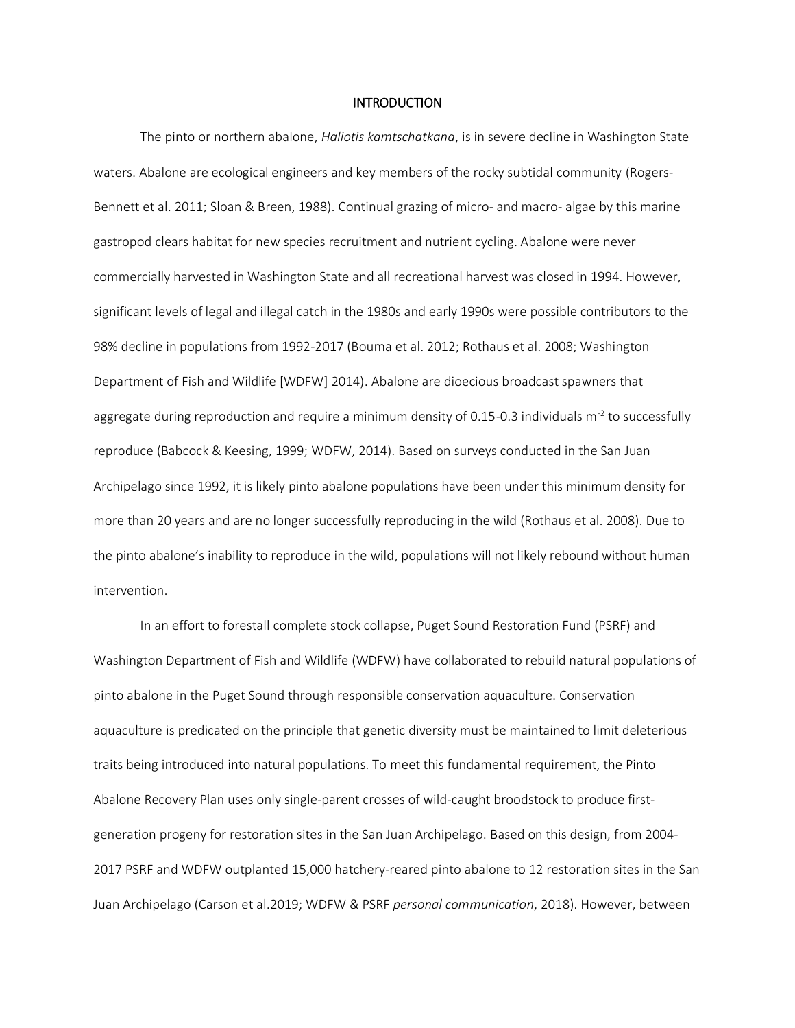# INTRODUCTION

The pinto or northern abalone, *Haliotis kamtschatkana*, is in severe decline in Washington State waters. Abalone are ecological engineers and key members of the rocky subtidal community (Rogers-Bennett et al. 2011; Sloan & Breen, 1988). Continual grazing of micro- and macro- algae by this marine gastropod clears habitat for new species recruitment and nutrient cycling. Abalone were never commercially harvested in Washington State and all recreational harvest was closed in 1994. However, significant levels of legal and illegal catch in the 1980s and early 1990s were possible contributors to the 98% decline in populations from 1992-2017 (Bouma et al. 2012; Rothaus et al. 2008; Washington Department of Fish and Wildlife [WDFW] 2014). Abalone are dioecious broadcast spawners that aggregate during reproduction and require a minimum density of 0.15-0.3 individuals $m^{-2}$ to successfully reproduce (Babcock & Keesing, 1999; WDFW, 2014). Based on surveys conducted in the San Juan Archipelago since 1992, it is likely pinto abalone populations have been under this minimum density for more than 20 years and are no longer successfully reproducing in the wild (Rothaus et al. 2008). Due to the pinto abalone's inability to reproduce in the wild, populations will not likely rebound without human intervention.

In an effort to forestall complete stock collapse, Puget Sound Restoration Fund (PSRF) and Washington Department of Fish and Wildlife (WDFW) have collaborated to rebuild natural populations of pinto abalone in the Puget Sound through responsible conservation aquaculture. Conservation aquaculture is predicated on the principle that genetic diversity must be maintained to limit deleterious traits being introduced into natural populations. To meet this fundamental requirement, the Pinto Abalone Recovery Plan uses only single-parent crosses of wild-caught broodstock to produce first-generation progeny for restoration sites in the San Juan Archipelago. Based on this design, from 2004-2017 PSRF and WDFW outplanted 15,000 hatchery-reared pinto abalone to 12 restoration sites in the San Juan Archipelago (Carson et al.2019; WDFW & PSRF *personal communication*, 2018). However, between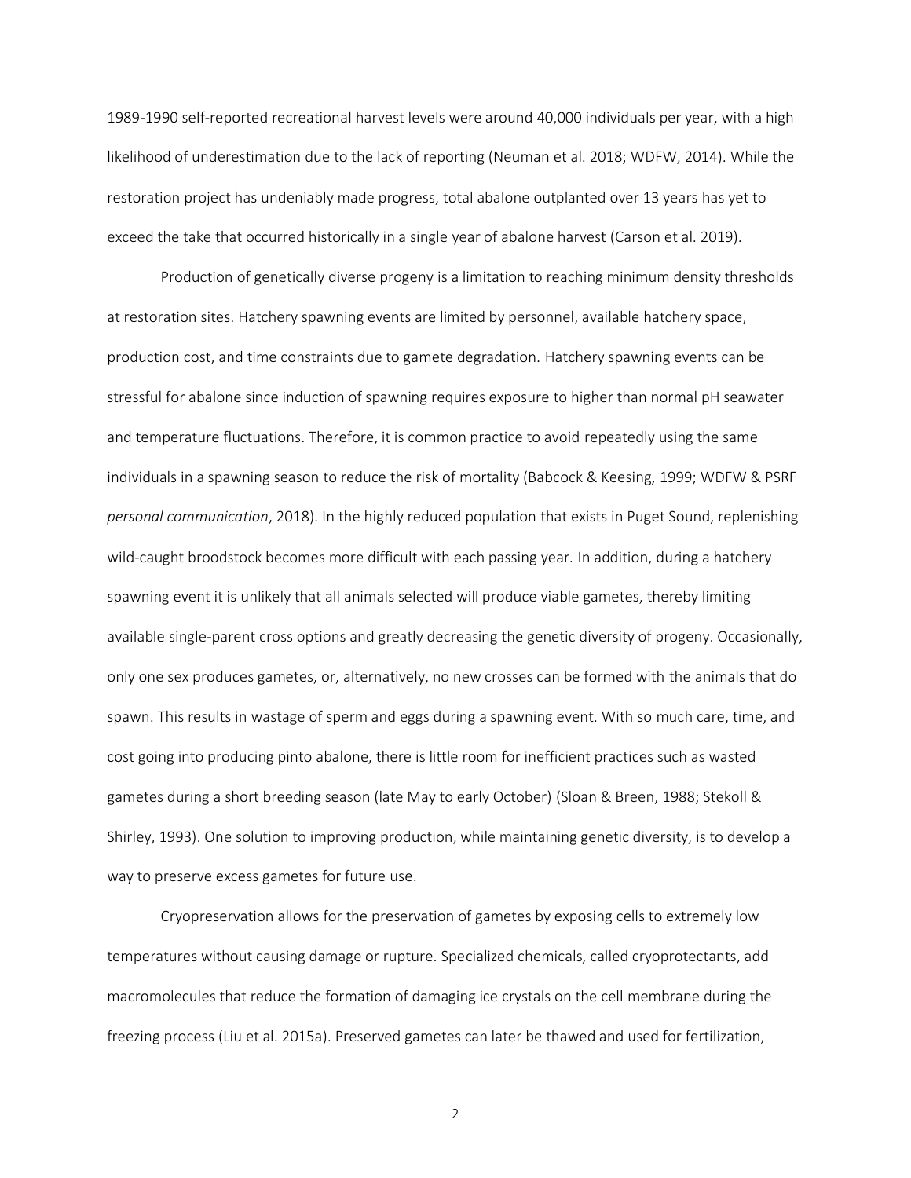1989-1990 self-reported recreational harvest levels were around 40,000 individuals per year, with a high likelihood of underestimation due to the lack of reporting (Neuman et al. 2018; WDFW, 2014). While the restoration project has undeniably made progress, total abalone outplanted over 13 years has yet to exceed the take that occurred historically in a single year of abalone harvest (Carson et al. 2019).

Production of genetically diverse progeny is a limitation to reaching minimum density thresholds at restoration sites. Hatchery spawning events are limited by personnel, available hatchery space, production cost, and time constraints due to gamete degradation. Hatchery spawning events can be stressful for abalone since induction of spawning requires exposure to higher than normal pH seawater and temperature fluctuations. Therefore, it is common practice to avoid repeatedly using the same individuals in a spawning season to reduce the risk of mortality (Babcock & Keesing, 1999; WDFW & PSRF *personal communication*, 2018). In the highly reduced population that exists in Puget Sound, replenishing wild-caught broodstock becomes more difficult with each passing year. In addition, during a hatchery spawning event it is unlikely that all animals selected will produce viable gametes, thereby limiting available single-parent cross options and greatly decreasing the genetic diversity of progeny. Occasionally, only one sex produces gametes, or, alternatively, no new crosses can be formed with the animals that do spawn. This results in wastage of sperm and eggs during a spawning event. With so much care, time, and cost going into producing pinto abalone, there is little room for inefficient practices such as wasted gametes during a short breeding season (late May to early October) (Sloan & Breen, 1988; Stekoll & Shirley, 1993). One solution to improving production, while maintaining genetic diversity, is to develop a way to preserve excess gametes for future use.

Cryopreservation allows for the preservation of gametes by exposing cells to extremely low temperatures without causing damage or rupture. Specialized chemicals, called cryoprotectants, add macromolecules that reduce the formation of damaging ice crystals on the cell membrane during the freezing process (Liu et al. 2015a). Preserved gametes can later be thawed and used for fertilization,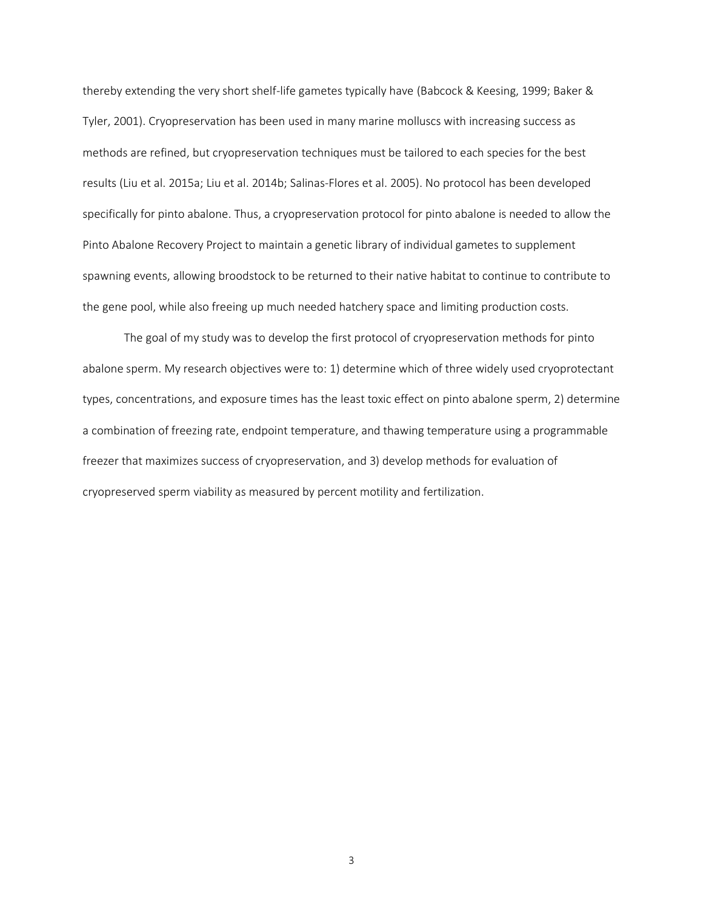thereby extending the very short shelf-life gametes typically have (Babcock & Keesing, 1999; Baker & Tyler, 2001). Cryopreservation has been used in many marine molluscs with increasing success as methods are refined, but cryopreservation techniques must be tailored to each species for the best results (Liu et al. 2015a; Liu et al. 2014b; Salinas-Flores et al. 2005). No protocol has been developed specifically for pinto abalone. Thus, a cryopreservation protocol for pinto abalone is needed to allow the Pinto Abalone Recovery Project to maintain a genetic library of individual gametes to supplement spawning events, allowing broodstock to be returned to their native habitat to continue to contribute to the gene pool, while also freeing up much needed hatchery space and limiting production costs.

The goal of my study was to develop the first protocol of cryopreservation methods for pinto abalone sperm. My research objectives were to: 1) determine which of three widely used cryoprotectant types, concentrations, and exposure times has the least toxic effect on pinto abalone sperm, 2) determine a combination of freezing rate, endpoint temperature, and thawing temperature using a programmable freezer that maximizes success of cryopreservation, and 3) develop methods for evaluation of cryopreserved sperm viability as measured by percent motility and fertilization.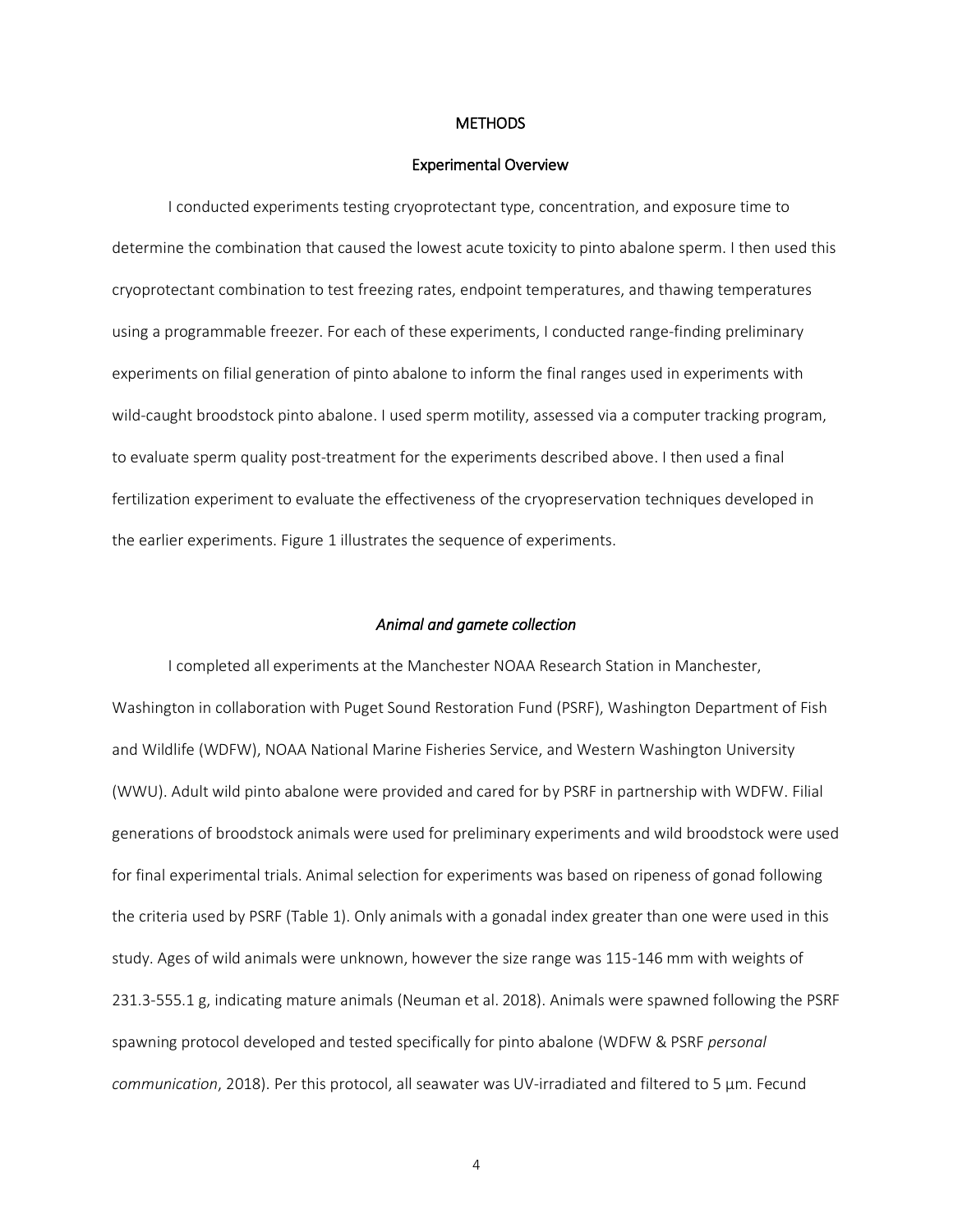# METHODS

## Experimental Overview

I conducted experiments testing cryoprotectant type, concentration, and exposure time to determine the combination that caused the lowest acute toxicity to pinto abalone sperm. I then used this cryoprotectant combination to test freezing rates, endpoint temperatures, and thawing temperatures using a programmable freezer. For each of these experiments, I conducted range-finding preliminary experiments on filial generation of pinto abalone to inform the final ranges used in experiments with wild-caught broodstock pinto abalone. I used sperm motility, assessed via a computer tracking program, to evaluate sperm quality post-treatment for the experiments described above. I then used a final fertilization experiment to evaluate the effectiveness of the cryopreservation techniques developed in the earlier experiments. Figure 1 illustrates the sequence of experiments.

### *Animal and gamete collection*

I completed all experiments at the Manchester NOAA Research Station in Manchester, Washington in collaboration with Puget Sound Restoration Fund (PSRF), Washington Department of Fish and Wildlife (WDFW), NOAA National Marine Fisheries Service, and Western Washington University (WWU). Adult wild pinto abalone were provided and cared for by PSRF in partnership with WDFW. Filial generations of broodstock animals were used for preliminary experiments and wild broodstock were used for final experimental trials. Animal selection for experiments was based on ripeness of gonad following the criteria used by PSRF (Table 1). Only animals with a gonadal index greater than one were used in this study. Ages of wild animals were unknown, however the size range was 115-146 mm with weights of 231.3-555.1 g, indicating mature animals (Neuman et al. 2018). Animals were spawned following the PSRF spawning protocol developed and tested specifically for pinto abalone (WDFW & PSRF *personal communication*, 2018). Per this protocol, all seawater was UV-irradiated and filtered to 5 µm. Fecund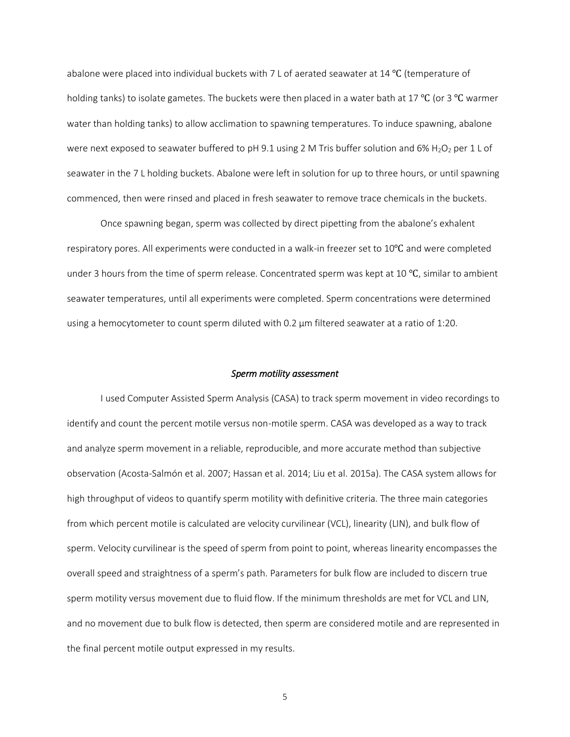abalone were placed into individual buckets with 7 L of aerated seawater at 14 ℃ (temperature of holding tanks) to isolate gametes. The buckets were then placed in a water bath at 17 ℃ (or 3 ℃ warmer water than holding tanks) to allow acclimation to spawning temperatures. To induce spawning, abalone were next exposed to seawater buffered to pH 9.1 using 2 M Tris buffer solution and 6% $H_2O_2$ per 1 L of seawater in the 7 L holding buckets. Abalone were left in solution for up to three hours, or until spawning commenced, then were rinsed and placed in fresh seawater to remove trace chemicals in the buckets.

Once spawning began, sperm was collected by direct pipetting from the abalone's exhalent respiratory pores. All experiments were conducted in a walk-in freezer set to 10℃ and were completed under 3 hours from the time of sperm release. Concentrated sperm was kept at 10 ℃, similar to ambient seawater temperatures, until all experiments were completed. Sperm concentrations were determined using a hemocytometer to count sperm diluted with 0.2 μm filtered seawater at a ratio of 1:20.

### *Sperm motility assessment*

I used Computer Assisted Sperm Analysis (CASA) to track sperm movement in video recordings to identify and count the percent motile versus non-motile sperm. CASA was developed as a way to track and analyze sperm movement in a reliable, reproducible, and more accurate method than subjective observation (Acosta-Salmón et al. 2007; Hassan et al. 2014; Liu et al. 2015a). The CASA system allows for high throughput of videos to quantify sperm motility with definitive criteria. The three main categories from which percent motile is calculated are velocity curvilinear (VCL), linearity (LIN), and bulk flow of sperm. Velocity curvilinear is the speed of sperm from point to point, whereas linearity encompasses the overall speed and straightness of a sperm's path. Parameters for bulk flow are included to discern true sperm motility versus movement due to fluid flow. If the minimum thresholds are met for VCL and LIN, and no movement due to bulk flow is detected, then sperm are considered motile and are represented in the final percent motile output expressed in my results.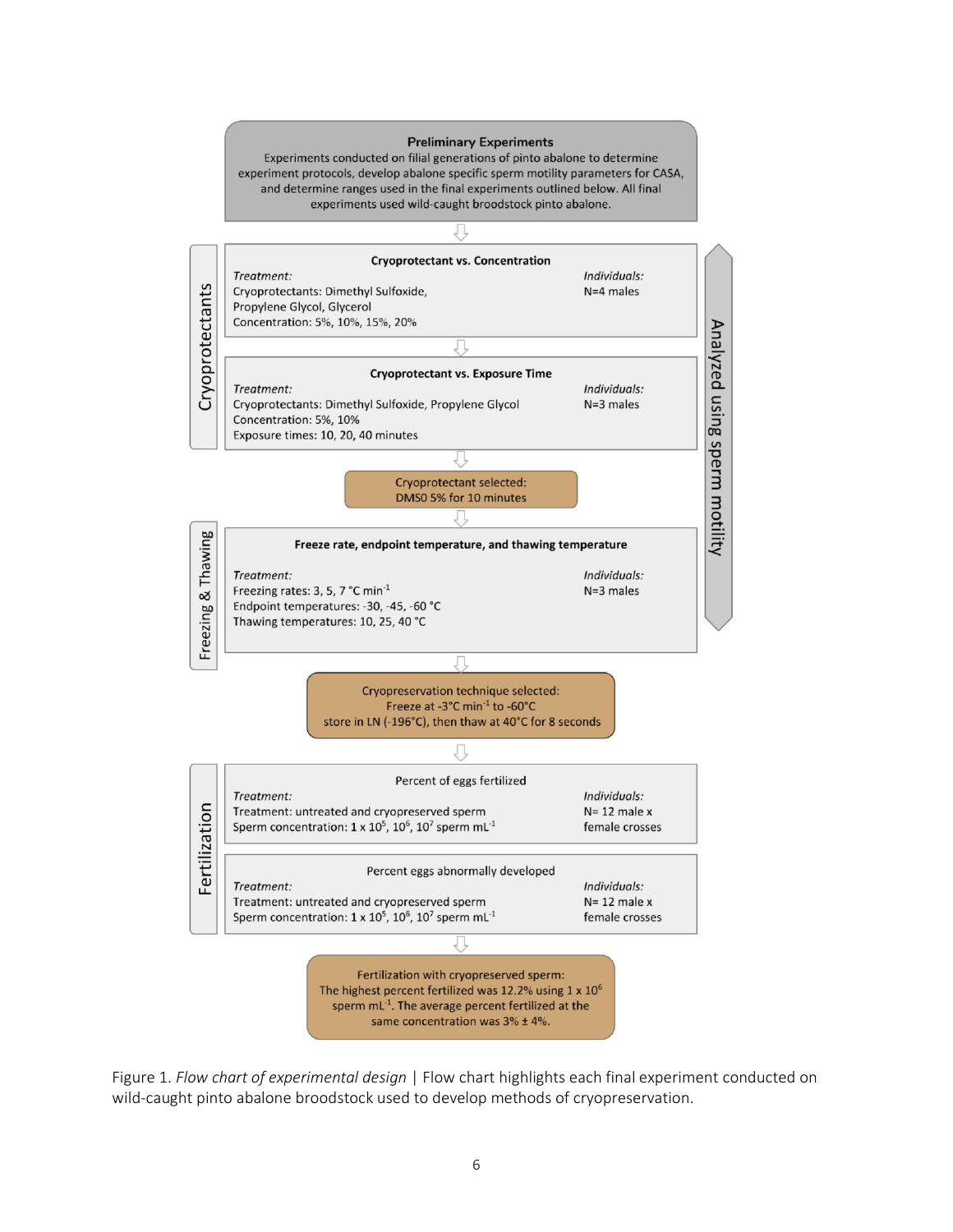Preliminary Experiments

Experiments conducted on filial generations of pinto abalone to determine experiment protocols, develop abalone specific sperm motility parameters for CASA, and determine ranges used in the final experiments outlined below. All final experiments used wild-caught broodstock pinto abalone.

Cryoprotectants

Cryoprotectant vs. Concentration

Treatment:
Cryoprotectants: Dimethyl Sulfoxide, Propylene Glycol, Glycerol
Concentration: 5%, 10%, 15%, 20%

Individuals:
N=4 males

Cryoprotectant vs. Exposure Time

Treatment:
Cryoprotectants: Dimethyl Sulfoxide, Propylene Glycol
Concentration: 5%, 10%
Exposure times: 10, 20, 40 minutes

Individuals:
N=3 males

Cryoprotectant selected:
DMSO 5% for 10 minutes

Freezing & Thawing

Freeze rate, endpoint temperature, and thawing temperature

Treatment:
Freezing rates: 3, 5, 7 °C min$^{-1}$
Endpoint temperatures: -30, -45, -60 °C
Thawing temperatures: 10, 25, 40 °C

Individuals:
N=3 males

Analyzed using sperm motility

Cryopreservation technique selected:
Freeze at -3°C min$^{-1}$ to -60°C
store in LN (-196°C), then thaw at 40°C for 8 seconds

Fertilization

Percent of eggs fertilized

Treatment:
Treatment: untreated and cryopreserved sperm
Sperm concentration: 1 x 10$^5$, 10$^6$, 10$^7$ sperm mL$^{-1}$

Individuals:
N= 12 male x female crosses

Percent eggs abnormally developed

Treatment:
Treatment: untreated and cryopreserved sperm
Sperm concentration: 1 x 10$^5$, 10$^6$, 10$^7$ sperm mL$^{-1}$

Individuals:
N= 12 male x female crosses

Fertilization with cryopreserved sperm:
The highest percent fertilized was 12.2% using 1 x 10$^6$ sperm mL$^{-1}$. The average percent fertilized at the same concentration was 3% ± 4%.

Figure 1. *Flow chart of experimental design* | Flow chart highlights each final experiment conducted on wild-caught pinto abalone broodstock used to develop methods of cryopreservation.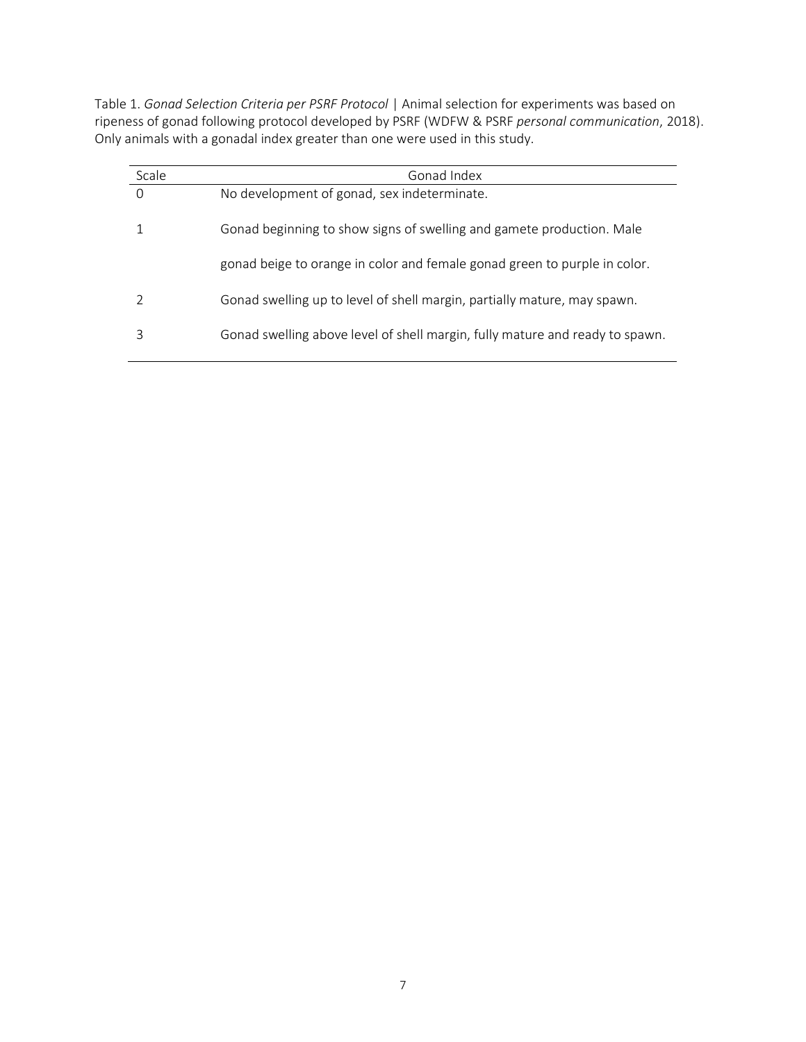Table 1. *Gonad Selection Criteria per PSRF Protocol* | Animal selection for experiments was based on ripeness of gonad following protocol developed by PSRF (WDFW & PSRF *personal communication*, 2018). Only animals with a gonadal index greater than one were used in this study.

| Scale | Gonad Index |
|---|---|
| 0 | No development of gonad, sex indeterminate. |
| 1 | Gonad beginning to show signs of swelling and gamete production. Male gonad beige to orange in color and female gonad green to purple in color. |
| 2 | Gonad swelling up to level of shell margin, partially mature, may spawn. |
| 3 | Gonad swelling above level of shell margin, fully mature and ready to spawn. |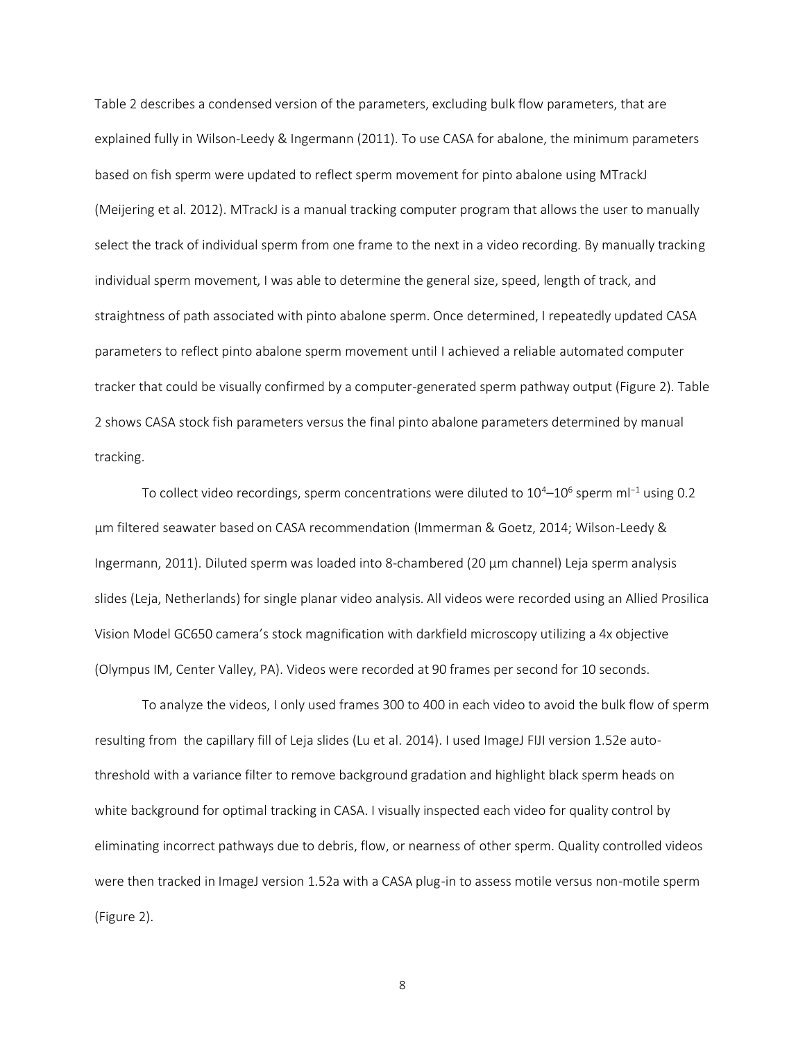Table 2 describes a condensed version of the parameters, excluding bulk flow parameters, that are explained fully in Wilson-Leedy & Ingermann (2011). To use CASA for abalone, the minimum parameters based on fish sperm were updated to reflect sperm movement for pinto abalone using MTrackJ (Meijering et al. 2012). MTrackJ is a manual tracking computer program that allows the user to manually select the track of individual sperm from one frame to the next in a video recording. By manually tracking individual sperm movement, I was able to determine the general size, speed, length of track, and straightness of path associated with pinto abalone sperm. Once determined, I repeatedly updated CASA parameters to reflect pinto abalone sperm movement until I achieved a reliable automated computer tracker that could be visually confirmed by a computer-generated sperm pathway output (Figure 2). Table 2 shows CASA stock fish parameters versus the final pinto abalone parameters determined by manual tracking.

To collect video recordings, sperm concentrations were diluted to $10^4$–$10^6$ sperm ml$^{-1}$ using 0.2 µm filtered seawater based on CASA recommendation (Immerman & Goetz, 2014; Wilson-Leedy & Ingermann, 2011). Diluted sperm was loaded into 8-chambered (20 µm channel) Leja sperm analysis slides (Leja, Netherlands) for single planar video analysis. All videos were recorded using an Allied Prosilica Vision Model GC650 camera's stock magnification with darkfield microscopy utilizing a 4x objective (Olympus IM, Center Valley, PA). Videos were recorded at 90 frames per second for 10 seconds.

To analyze the videos, I only used frames 300 to 400 in each video to avoid the bulk flow of sperm resulting from the capillary fill of Leja slides (Lu et al. 2014). I used ImageJ FIJI version 1.52e auto-threshold with a variance filter to remove background gradation and highlight black sperm heads on white background for optimal tracking in CASA. I visually inspected each video for quality control by eliminating incorrect pathways due to debris, flow, or nearness of other sperm. Quality controlled videos were then tracked in ImageJ version 1.52a with a CASA plug-in to assess motile versus non-motile sperm (Figure 2).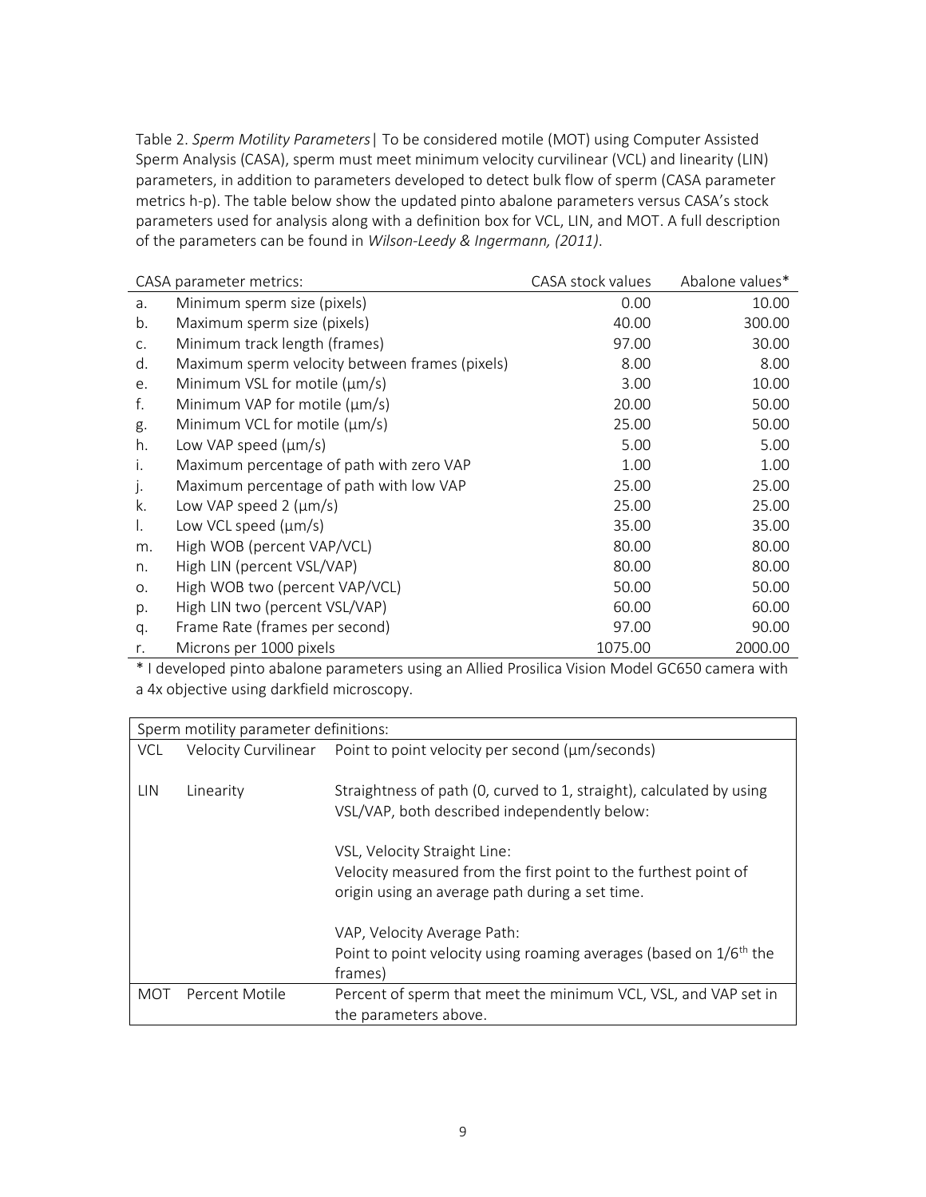Table 2. *Sperm Motility Parameters*| To be considered motile (MOT) using Computer Assisted Sperm Analysis (CASA), sperm must meet minimum velocity curvilinear (VCL) and linearity (LIN) parameters, in addition to parameters developed to detect bulk flow of sperm (CASA parameter metrics h-p). The table below show the updated pinto abalone parameters versus CASA's stock parameters used for analysis along with a definition box for VCL, LIN, and MOT. A full description of the parameters can be found in *Wilson-Leedy & Ingermann, (2011)*.

| | CASA parameter metrics: | CASA stock values | Abalone values* |
|---|---|---|---|
| a. | Minimum sperm size (pixels) | 0.00 | 10.00 |
| b. | Maximum sperm size (pixels) | 40.00 | 300.00 |
| c. | Minimum track length (frames) | 97.00 | 30.00 |
| d. | Maximum sperm velocity between frames (pixels) | 8.00 | 8.00 |
| e. | Minimum VSL for motile (µm/s) | 3.00 | 10.00 |
| f. | Minimum VAP for motile (µm/s) | 20.00 | 50.00 |
| g. | Minimum VCL for motile (µm/s) | 25.00 | 50.00 |
| h. | Low VAP speed (µm/s) | 5.00 | 5.00 |
| i. | Maximum percentage of path with zero VAP | 1.00 | 1.00 |
| j. | Maximum percentage of path with low VAP | 25.00 | 25.00 |
| k. | Low VAP speed 2 (µm/s) | 25.00 | 25.00 |
| l. | Low VCL speed (µm/s) | 35.00 | 35.00 |
| m. | High WOB (percent VAP/VCL) | 80.00 | 80.00 |
| n. | High LIN (percent VSL/VAP) | 80.00 | 80.00 |
| o. | High WOB two (percent VAP/VCL) | 50.00 | 50.00 |
| p. | High LIN two (percent VSL/VAP) | 60.00 | 60.00 |
| q. | Frame Rate (frames per second) | 97.00 | 90.00 |
| r. | Microns per 1000 pixels | 1075.00 | 2000.00 |

\* I developed pinto abalone parameters using an Allied Prosilica Vision Model GC650 camera with a 4x objective using darkfield microscopy.

| Sperm motility parameter definitions: | | |
|---|---|---|
| VCL | Velocity Curvilinear | Point to point velocity per second (µm/seconds) |
| LIN | Linearity | Straightness of path (0, curved to 1, straight), calculated by using VSL/VAP, both described independently below:<br><br>VSL, Velocity Straight Line:<br>Velocity measured from the first point to the furthest point of origin using an average path during a set time.<br><br>VAP, Velocity Average Path:<br>Point to point velocity using roaming averages (based on 1/6$^{th}$ the frames) |
| MOT | Percent Motile | Percent of sperm that meet the minimum VCL, VSL, and VAP set in the parameters above. |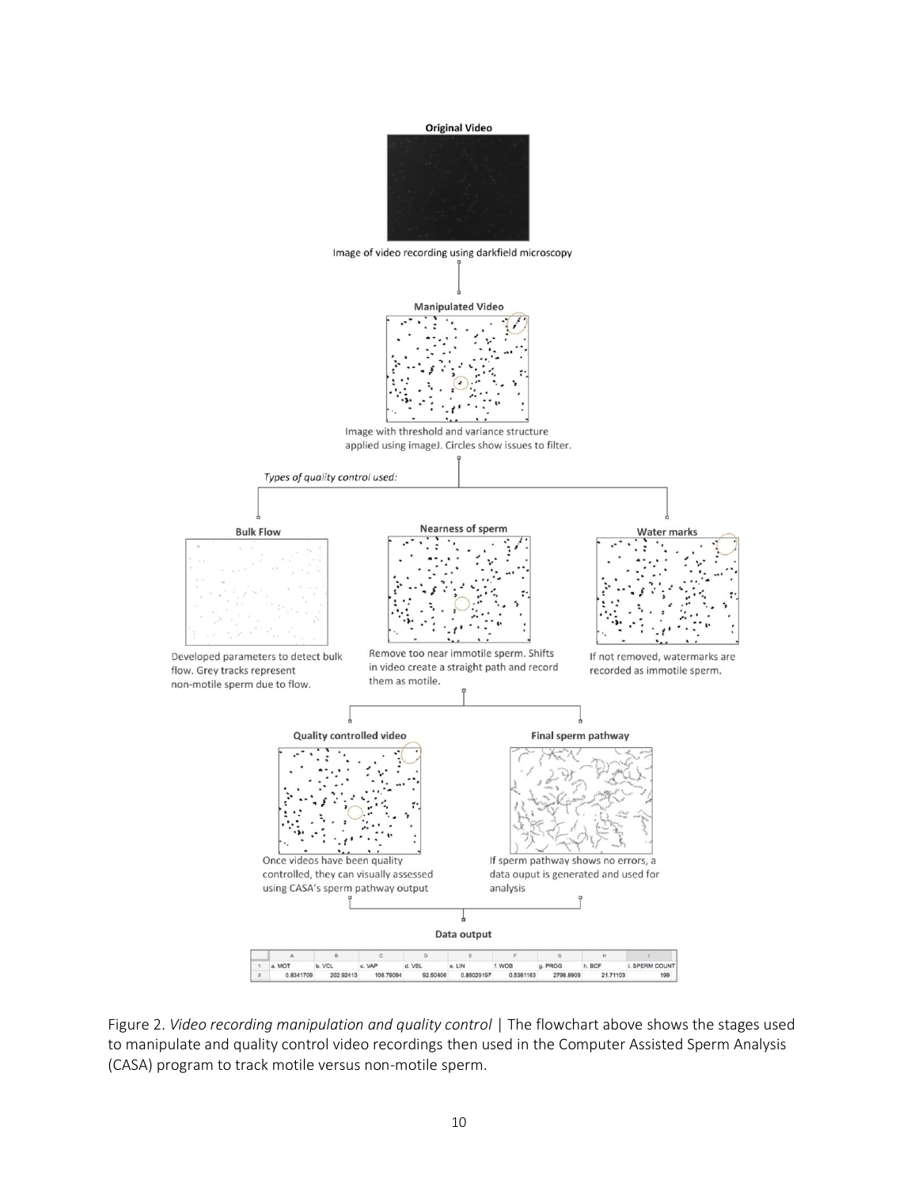**Original Video**

Image of video recording using darkfield microscopy

**Manipulated Video**

Image with threshold and variance structure applied using imageJ. Circles show issues to filter.

*Types of quality control used:*

**Bulk Flow**

Developed parameters to detect bulk flow. Grey tracks represent non-motile sperm due to flow.

**Nearness of sperm**

Remove too near immotile sperm. Shifts in video create a straight path and record them as motile.

**Water marks**

If not removed, watermarks are recorded as immotile sperm.

**Quality controlled video**

Once videos have been quality controlled, they can visually assessed using CASA's sperm pathway output

**Final sperm pathway**

If sperm pathway shows no errors, a data ouput is generated and used for analysis

**Data output**

| | A | B | C | D | E | F | G | H | I |
|---|---|---|---|---|---|---|---|---|---|
| 1 | a. MOT | b. VCL | c. VAP | d. VSL | e. LIN | f. WOB | g. PROG | h. BCF | i. SPERM COUNT |
| 2 | 0.8341709 | 202.92413 | 108.79094 | 92.60406 | 0.85029197 | 0.5361163 | 2798.8909 | 21.71103 | 199 |

Figure 2. *Video recording manipulation and quality control* | The flowchart above shows the stages used to manipulate and quality control video recordings then used in the Computer Assisted Sperm Analysis (CASA) program to track motile versus non-motile sperm.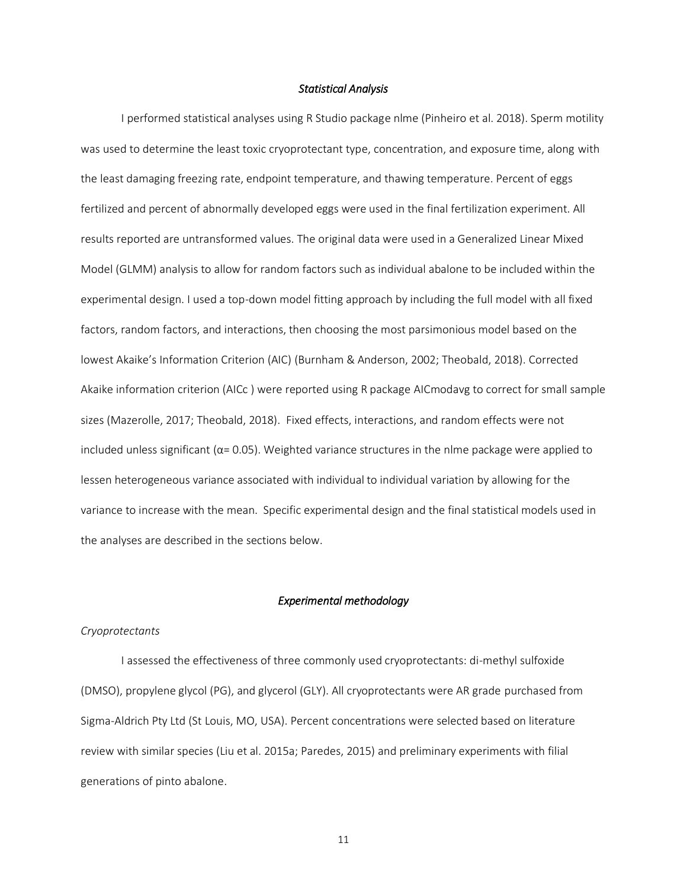## *Statistical Analysis*

I performed statistical analyses using R Studio package nlme (Pinheiro et al. 2018). Sperm motility was used to determine the least toxic cryoprotectant type, concentration, and exposure time, along with the least damaging freezing rate, endpoint temperature, and thawing temperature. Percent of eggs fertilized and percent of abnormally developed eggs were used in the final fertilization experiment. All results reported are untransformed values. The original data were used in a Generalized Linear Mixed Model (GLMM) analysis to allow for random factors such as individual abalone to be included within the experimental design. I used a top-down model fitting approach by including the full model with all fixed factors, random factors, and interactions, then choosing the most parsimonious model based on the lowest Akaike's Information Criterion (AIC) (Burnham & Anderson, 2002; Theobald, 2018). Corrected Akaike information criterion (AICc ) were reported using R package AICmodavg to correct for small sample sizes (Mazerolle, 2017; Theobald, 2018). Fixed effects, interactions, and random effects were not included unless significant ($\alpha = 0.05$). Weighted variance structures in the nlme package were applied to lessen heterogeneous variance associated with individual to individual variation by allowing for the variance to increase with the mean. Specific experimental design and the final statistical models used in the analyses are described in the sections below.

## *Experimental methodology*

### *Cryoprotectants*

I assessed the effectiveness of three commonly used cryoprotectants: di-methyl sulfoxide (DMSO), propylene glycol (PG), and glycerol (GLY). All cryoprotectants were AR grade purchased from Sigma-Aldrich Pty Ltd (St Louis, MO, USA). Percent concentrations were selected based on literature review with similar species (Liu et al. 2015a; Paredes, 2015) and preliminary experiments with filial generations of pinto abalone.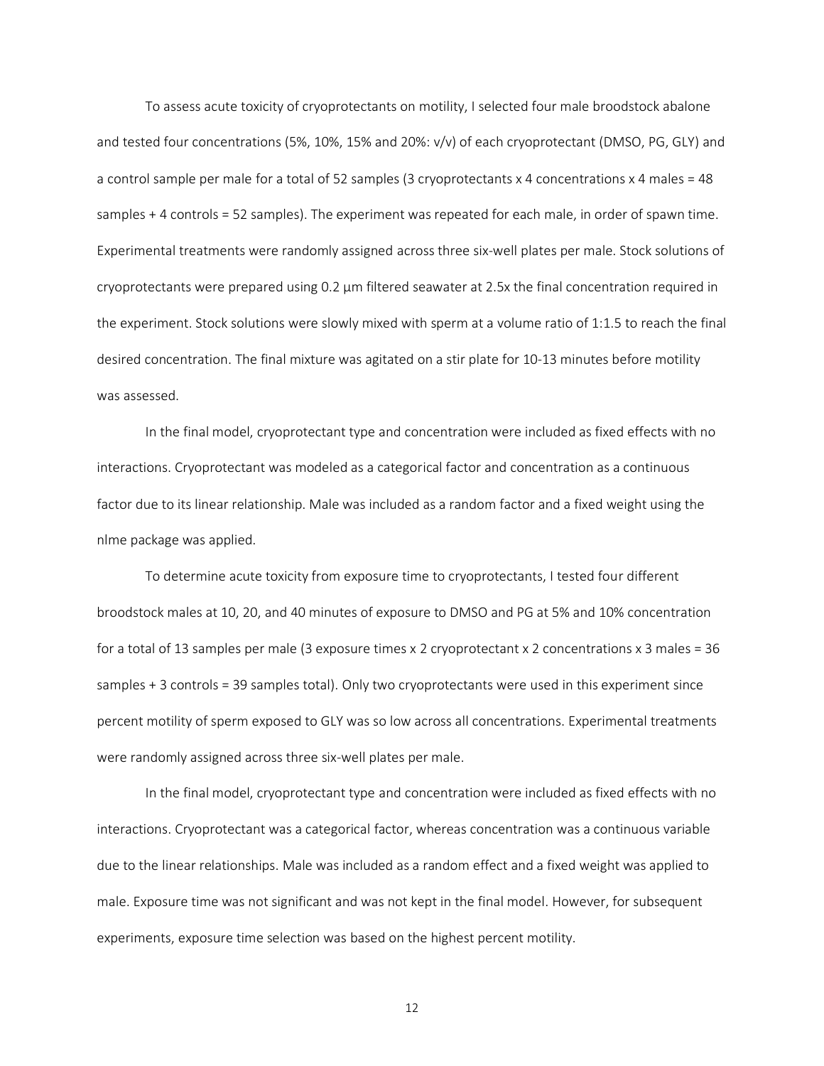To assess acute toxicity of cryoprotectants on motility, I selected four male broodstock abalone and tested four concentrations (5%, 10%, 15% and 20%: v/v) of each cryoprotectant (DMSO, PG, GLY) and a control sample per male for a total of 52 samples (3 cryoprotectants x 4 concentrations x 4 males = 48 samples + 4 controls = 52 samples). The experiment was repeated for each male, in order of spawn time. Experimental treatments were randomly assigned across three six-well plates per male. Stock solutions of cryoprotectants were prepared using 0.2 µm filtered seawater at 2.5x the final concentration required in the experiment. Stock solutions were slowly mixed with sperm at a volume ratio of 1:1.5 to reach the final desired concentration. The final mixture was agitated on a stir plate for 10-13 minutes before motility was assessed.

In the final model, cryoprotectant type and concentration were included as fixed effects with no interactions. Cryoprotectant was modeled as a categorical factor and concentration as a continuous factor due to its linear relationship. Male was included as a random factor and a fixed weight using the nlme package was applied.

To determine acute toxicity from exposure time to cryoprotectants, I tested four different broodstock males at 10, 20, and 40 minutes of exposure to DMSO and PG at 5% and 10% concentration for a total of 13 samples per male (3 exposure times x 2 cryoprotectant x 2 concentrations x 3 males = 36 samples + 3 controls = 39 samples total). Only two cryoprotectants were used in this experiment since percent motility of sperm exposed to GLY was so low across all concentrations. Experimental treatments were randomly assigned across three six-well plates per male.

In the final model, cryoprotectant type and concentration were included as fixed effects with no interactions. Cryoprotectant was a categorical factor, whereas concentration was a continuous variable due to the linear relationships. Male was included as a random effect and a fixed weight was applied to male. Exposure time was not significant and was not kept in the final model. However, for subsequent experiments, exposure time selection was based on the highest percent motility.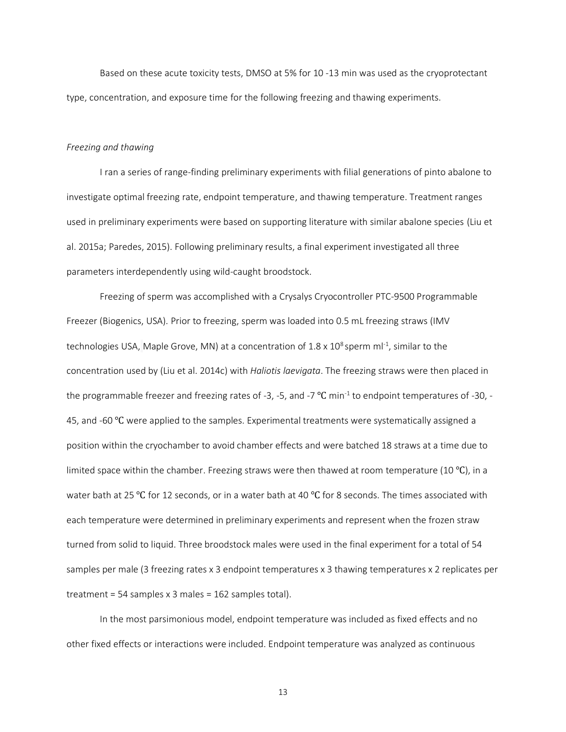Based on these acute toxicity tests, DMSO at 5% for 10 -13 min was used as the cryoprotectant type, concentration, and exposure time for the following freezing and thawing experiments.

*Freezing and thawing*

I ran a series of range-finding preliminary experiments with filial generations of pinto abalone to investigate optimal freezing rate, endpoint temperature, and thawing temperature. Treatment ranges used in preliminary experiments were based on supporting literature with similar abalone species (Liu et al. 2015a; Paredes, 2015). Following preliminary results, a final experiment investigated all three parameters interdependently using wild-caught broodstock.

Freezing of sperm was accomplished with a Crysalys Cryocontroller PTC-9500 Programmable Freezer (Biogenics, USA). Prior to freezing, sperm was loaded into 0.5 mL freezing straws (IMV technologies USA, Maple Grove, MN) at a concentration of $1.8 \times 10^{8}$ sperm $ml^{-1}$, similar to the concentration used by (Liu et al. 2014c) with *Haliotis laevigata*. The freezing straws were then placed in the programmable freezer and freezing rates of -3, -5, and -7 ℃ $min^{-1}$ to endpoint temperatures of -30, -45, and -60 ℃ were applied to the samples. Experimental treatments were systematically assigned a position within the cryochamber to avoid chamber effects and were batched 18 straws at a time due to limited space within the chamber. Freezing straws were then thawed at room temperature (10 ℃), in a water bath at 25 ℃ for 12 seconds, or in a water bath at 40 ℃ for 8 seconds. The times associated with each temperature were determined in preliminary experiments and represent when the frozen straw turned from solid to liquid. Three broodstock males were used in the final experiment for a total of 54 samples per male (3 freezing rates x 3 endpoint temperatures x 3 thawing temperatures x 2 replicates per treatment = 54 samples x 3 males = 162 samples total).

In the most parsimonious model, endpoint temperature was included as fixed effects and no other fixed effects or interactions were included. Endpoint temperature was analyzed as continuous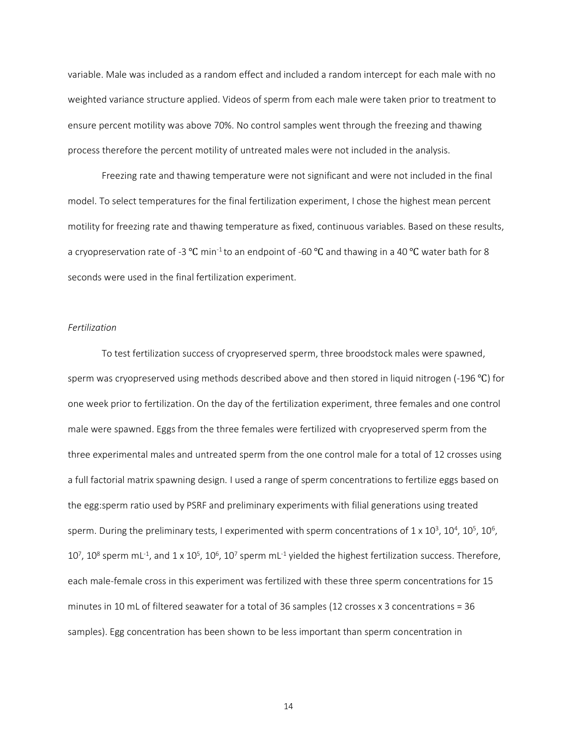variable. Male was included as a random effect and included a random intercept for each male with no weighted variance structure applied. Videos of sperm from each male were taken prior to treatment to ensure percent motility was above 70%. No control samples went through the freezing and thawing process therefore the percent motility of untreated males were not included in the analysis.

Freezing rate and thawing temperature were not significant and were not included in the final model. To select temperatures for the final fertilization experiment, I chose the highest mean percent motility for freezing rate and thawing temperature as fixed, continuous variables. Based on these results, a cryopreservation rate of -3 ℃ $min^{-1}$ to an endpoint of -60 ℃ and thawing in a 40 ℃ water bath for 8 seconds were used in the final fertilization experiment.

*Fertilization*

To test fertilization success of cryopreserved sperm, three broodstock males were spawned, sperm was cryopreserved using methods described above and then stored in liquid nitrogen (-196 ℃) for one week prior to fertilization. On the day of the fertilization experiment, three females and one control male were spawned. Eggs from the three females were fertilized with cryopreserved sperm from the three experimental males and untreated sperm from the one control male for a total of 12 crosses using a full factorial matrix spawning design. I used a range of sperm concentrations to fertilize eggs based on the egg:sperm ratio used by PSRF and preliminary experiments with filial generations using treated sperm. During the preliminary tests, I experimented with sperm concentrations of 1 x $10^3$, $10^4$, $10^5$, $10^6$, $10^7$, $10^8$ sperm $mL^{-1}$, and 1 x $10^5$, $10^6$, $10^7$ sperm $mL^{-1}$ yielded the highest fertilization success. Therefore, each male-female cross in this experiment was fertilized with these three sperm concentrations for 15 minutes in 10 mL of filtered seawater for a total of 36 samples (12 crosses x 3 concentrations = 36 samples). Egg concentration has been shown to be less important than sperm concentration in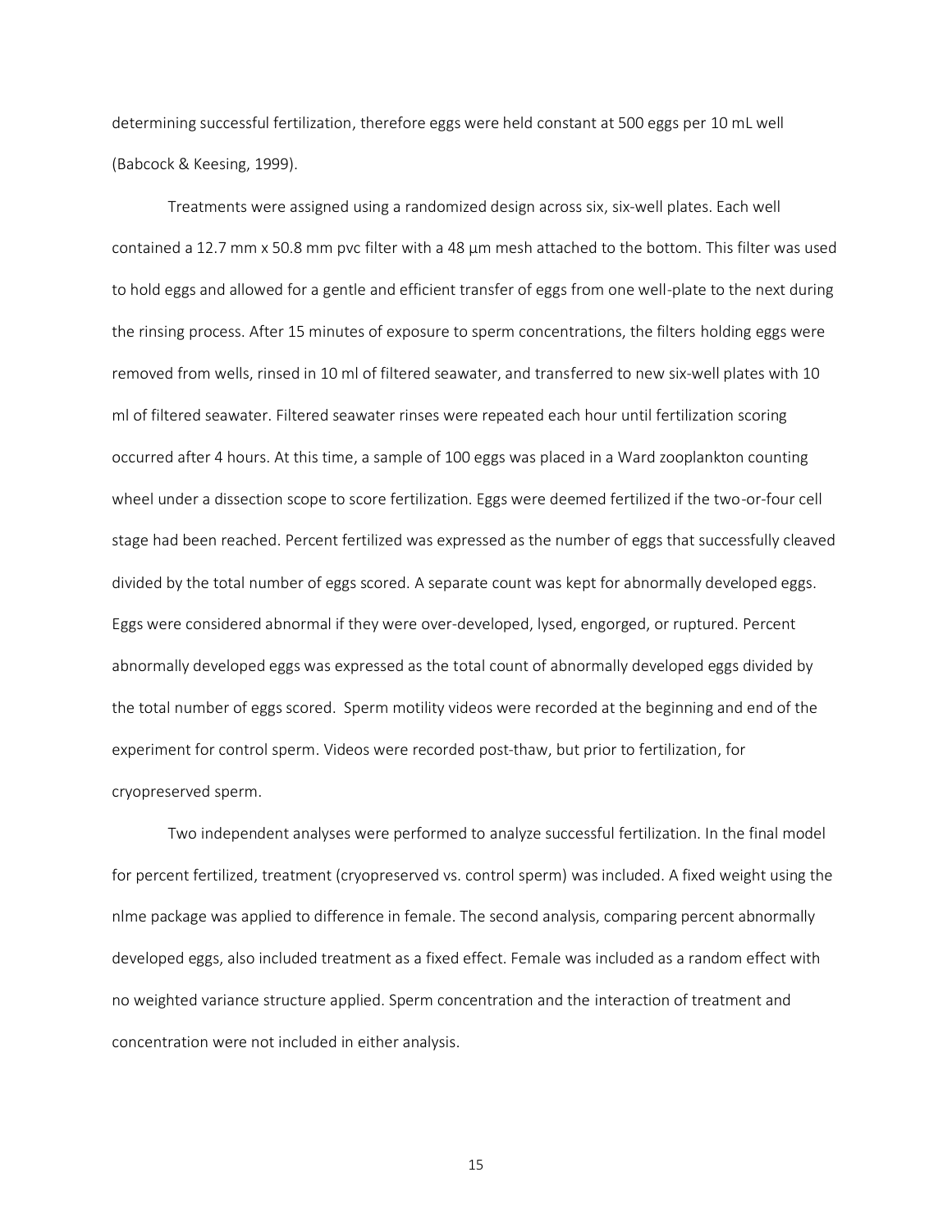determining successful fertilization, therefore eggs were held constant at 500 eggs per 10 mL well (Babcock & Keesing, 1999).

Treatments were assigned using a randomized design across six, six-well plates. Each well contained a 12.7 mm x 50.8 mm pvc filter with a 48 µm mesh attached to the bottom. This filter was used to hold eggs and allowed for a gentle and efficient transfer of eggs from one well-plate to the next during the rinsing process. After 15 minutes of exposure to sperm concentrations, the filters holding eggs were removed from wells, rinsed in 10 ml of filtered seawater, and transferred to new six-well plates with 10 ml of filtered seawater. Filtered seawater rinses were repeated each hour until fertilization scoring occurred after 4 hours. At this time, a sample of 100 eggs was placed in a Ward zooplankton counting wheel under a dissection scope to score fertilization. Eggs were deemed fertilized if the two-or-four cell stage had been reached. Percent fertilized was expressed as the number of eggs that successfully cleaved divided by the total number of eggs scored. A separate count was kept for abnormally developed eggs. Eggs were considered abnormal if they were over-developed, lysed, engorged, or ruptured. Percent abnormally developed eggs was expressed as the total count of abnormally developed eggs divided by the total number of eggs scored. Sperm motility videos were recorded at the beginning and end of the experiment for control sperm. Videos were recorded post-thaw, but prior to fertilization, for cryopreserved sperm.

Two independent analyses were performed to analyze successful fertilization. In the final model for percent fertilized, treatment (cryopreserved vs. control sperm) was included. A fixed weight using the nlme package was applied to difference in female. The second analysis, comparing percent abnormally developed eggs, also included treatment as a fixed effect. Female was included as a random effect with no weighted variance structure applied. Sperm concentration and the interaction of treatment and concentration were not included in either analysis.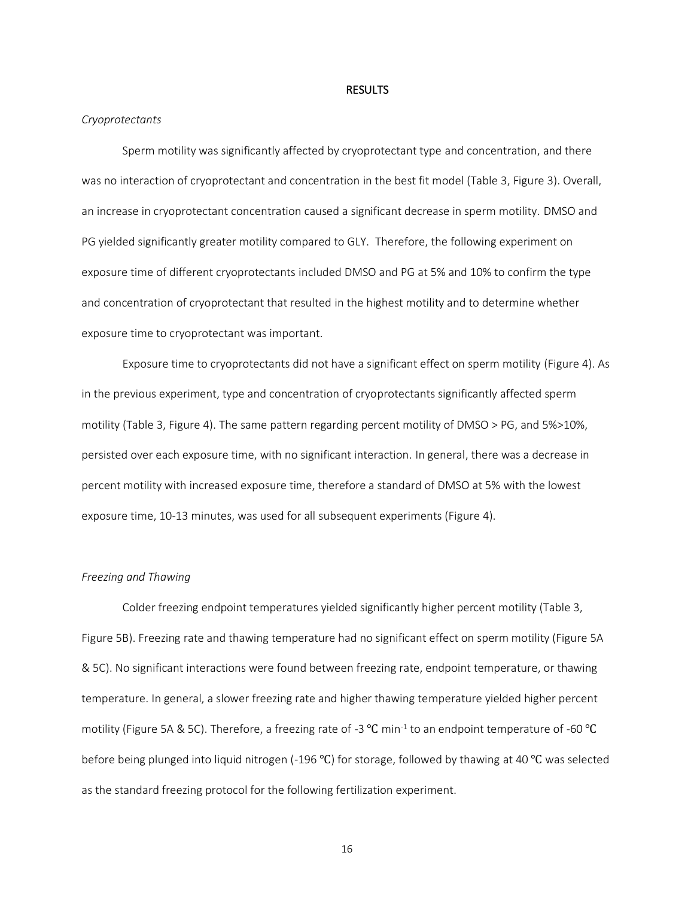# RESULTS

*Cryoprotectants*

Sperm motility was significantly affected by cryoprotectant type and concentration, and there was no interaction of cryoprotectant and concentration in the best fit model (Table 3, Figure 3). Overall, an increase in cryoprotectant concentration caused a significant decrease in sperm motility. DMSO and PG yielded significantly greater motility compared to GLY. Therefore, the following experiment on exposure time of different cryoprotectants included DMSO and PG at 5% and 10% to confirm the type and concentration of cryoprotectant that resulted in the highest motility and to determine whether exposure time to cryoprotectant was important.

Exposure time to cryoprotectants did not have a significant effect on sperm motility (Figure 4). As in the previous experiment, type and concentration of cryoprotectants significantly affected sperm motility (Table 3, Figure 4). The same pattern regarding percent motility of DMSO > PG, and 5%>10%, persisted over each exposure time, with no significant interaction. In general, there was a decrease in percent motility with increased exposure time, therefore a standard of DMSO at 5% with the lowest exposure time, 10-13 minutes, was used for all subsequent experiments (Figure 4).

*Freezing and Thawing*

Colder freezing endpoint temperatures yielded significantly higher percent motility (Table 3, Figure 5B). Freezing rate and thawing temperature had no significant effect on sperm motility (Figure 5A & 5C). No significant interactions were found between freezing rate, endpoint temperature, or thawing temperature. In general, a slower freezing rate and higher thawing temperature yielded higher percent motility (Figure 5A & 5C). Therefore, a freezing rate of -3 ℃ $min^{-1}$ to an endpoint temperature of -60 ℃ before being plunged into liquid nitrogen (-196 ℃) for storage, followed by thawing at 40 ℃ was selected as the standard freezing protocol for the following fertilization experiment.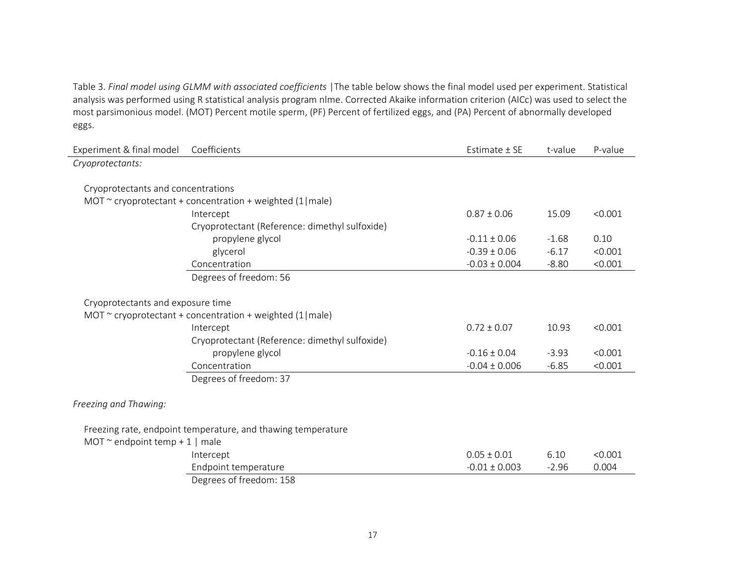Table 3. *Final model using GLMM with associated coefficients* |The table below shows the final model used per experiment. Statistical analysis was performed using R statistical analysis program nlme. Corrected Akaike information criterion (AICc) was used to select the most parsimonious model. (MOT) Percent motile sperm, (PF) Percent of fertilized eggs, and (PA) Percent of abnormally developed eggs.

| Experiment & final model | Coefficients | Estimate ± SE | t-value | P-value |
|---|---|---|---|---|
| *Cryoprotectants:* | | | | |
| Cryoprotectants and concentrations | | | | |
| MOT ~ cryoprotectant + concentration + weighted (1\|male) | | | | |
| | Intercept | 0.87 ± 0.06 | 15.09 | <0.001 |
| | Cryoprotectant (Reference: dimethyl sulfoxide) | | | |
| | propylene glycol | -0.11 ± 0.06 | -1.68 | 0.10 |
| | glycerol | -0.39 ± 0.06 | -6.17 | <0.001 |
| | Concentration | -0.03 ± 0.004 | -8.80 | <0.001 |
| | Degrees of freedom: 56 | | | |
| Cryoprotectants and exposure time | | | | |
| MOT ~ cryoprotectant + concentration + weighted (1\|male) | | | | |
| | Intercept | 0.72 ± 0.07 | 10.93 | <0.001 |
| | Cryoprotectant (Reference: dimethyl sulfoxide) | | | |
| | propylene glycol | -0.16 ± 0.04 | -3.93 | <0.001 |
| | Concentration | -0.04 ± 0.006 | -6.85 | <0.001 |
| | Degrees of freedom: 37 | | | |
| *Freezing and Thawing:* | | | | |
| Freezing rate, endpoint temperature, and thawing temperature | | | | |
| MOT ~ endpoint temp + 1 \| male | | | | |
| | Intercept | 0.05 ± 0.01 | 6.10 | <0.001 |
| | Endpoint temperature | -0.01 ± 0.003 | -2.96 | 0.004 |
| | Degrees of freedom: 158 | | | |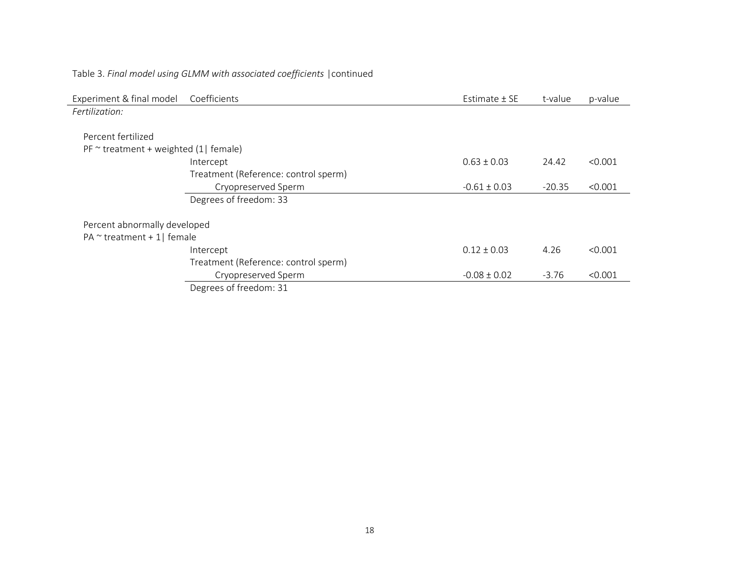Table 3. *Final model using GLMM with associated coefficients* |continued

| Experiment & final model | Coefficients | Estimate ± SE | t-value | p-value |
|---|---|---|---|---|
| *Fertilization:* | | | | |
| Percent fertilized | | | | |
| PF ~ treatment + weighted (1\| female) | | | | |
| | Intercept | 0.63 ± 0.03 | 24.42 | <0.001 |
| | Treatment (Reference: control sperm) | | | |
| | Cryopreserved Sperm | -0.61 ± 0.03 | -20.35 | <0.001 |
| | Degrees of freedom: 33 | | | |
| Percent abnormally developed | | | | |
| PA ~ treatment + 1\| female | | | | |
| | Intercept | 0.12 ± 0.03 | 4.26 | <0.001 |
| | Treatment (Reference: control sperm) | | | |
| | Cryopreserved Sperm | -0.08 ± 0.02 | -3.76 | <0.001 |
| | Degrees of freedom: 31 | | | |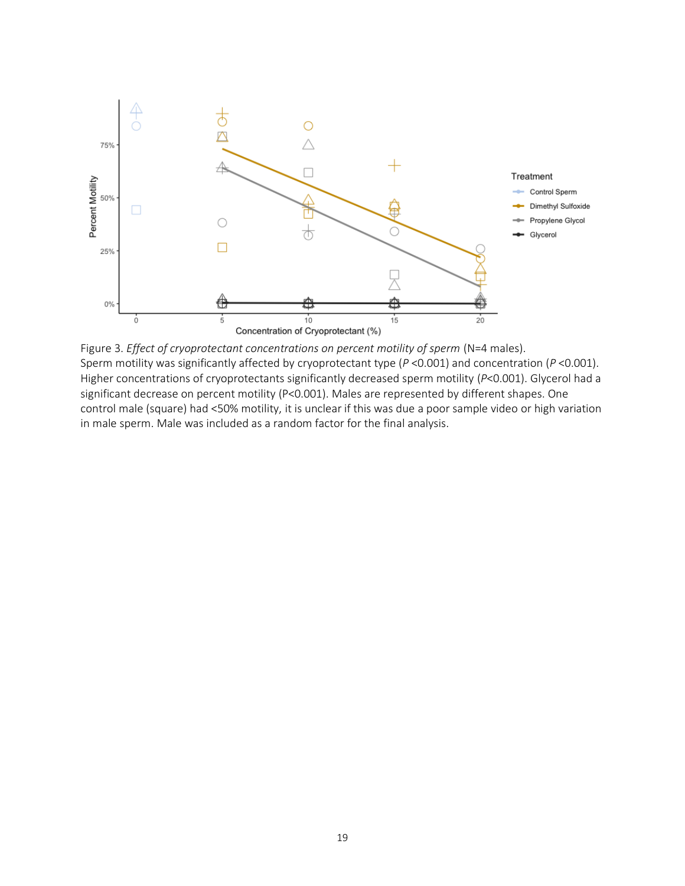Percent Motility

75%

50%

25%

0%

0

5

10

15

20

Concentration of Cryoprotectant (%)

Treatment

Control Sperm

Dimethyl Sulfoxide

Propylene Glycol

Glycerol

Figure 3. *Effect of cryoprotectant concentrations on percent motility of sperm* (N=4 males). Sperm motility was significantly affected by cryoprotectant type (*P* <0.001) and concentration (*P* <0.001). Higher concentrations of cryoprotectants significantly decreased sperm motility (*P*<0.001). Glycerol had a significant decrease on percent motility (P<0.001). Males are represented by different shapes. One control male (square) had <50% motility, it is unclear if this was due a poor sample video or high variation in male sperm. Male was included as a random factor for the final analysis.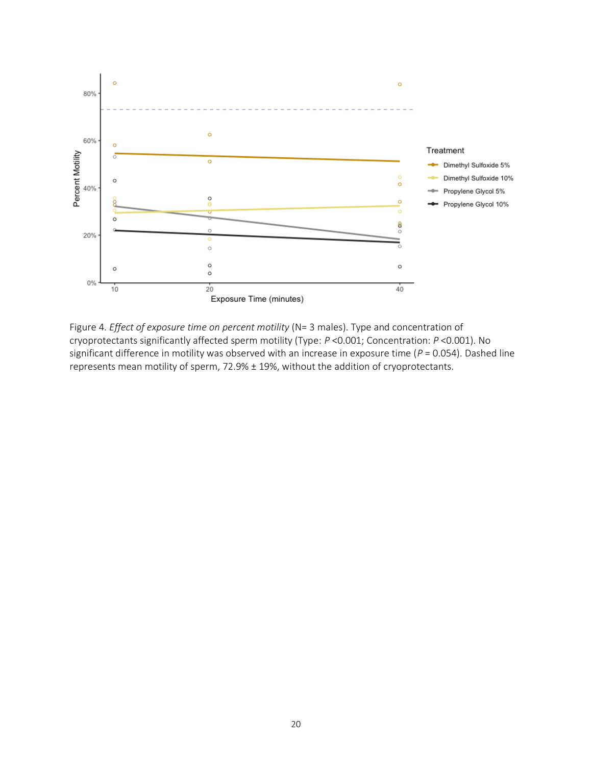80%

60%

40%

20%

0%

Percent Motility

10

20

40

Exposure Time (minutes)

Treatment

Dimethyl Sulfoxide 5%

Dimethyl Sulfoxide 10%

Propylene Glycol 5%

Propylene Glycol 10%

Figure 4. *Effect of exposure time on percent motility* (N= 3 males). Type and concentration of cryoprotectants significantly affected sperm motility (Type: $P$ <0.001; Concentration: $P$ <0.001). No significant difference in motility was observed with an increase in exposure time ($P$ = 0.054). Dashed line represents mean motility of sperm, 72.9% ± 19%, without the addition of cryoprotectants.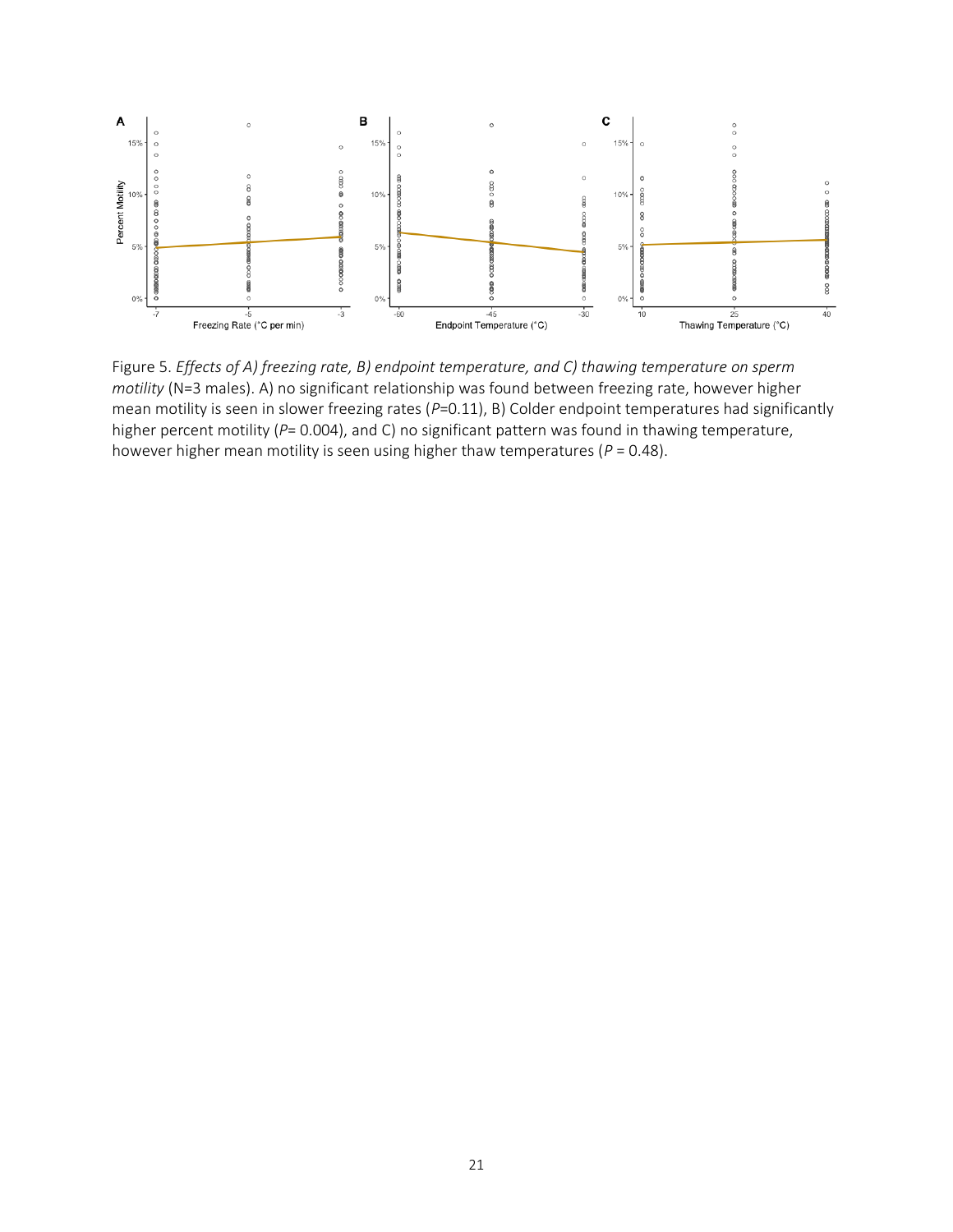A

15%

10%

5%

0%

Percent Motility

-7

-5

-3

Freezing Rate (°C per min)

B

15%

10%

5%

0%

-60

-45

-30

Endpoint Temperature (°C)

C

15%

10%

5%

0%

10

25

40

Thawing Temperature (°C)

Figure 5. *Effects of A) freezing rate, B) endpoint temperature, and C) thawing temperature on sperm motility* (N=3 males). A) no significant relationship was found between freezing rate, however higher mean motility is seen in slower freezing rates (*P*=0.11), B) Colder endpoint temperatures had significantly higher percent motility (*P*= 0.004), and C) no significant pattern was found in thawing temperature, however higher mean motility is seen using higher thaw temperatures (*P* = 0.48).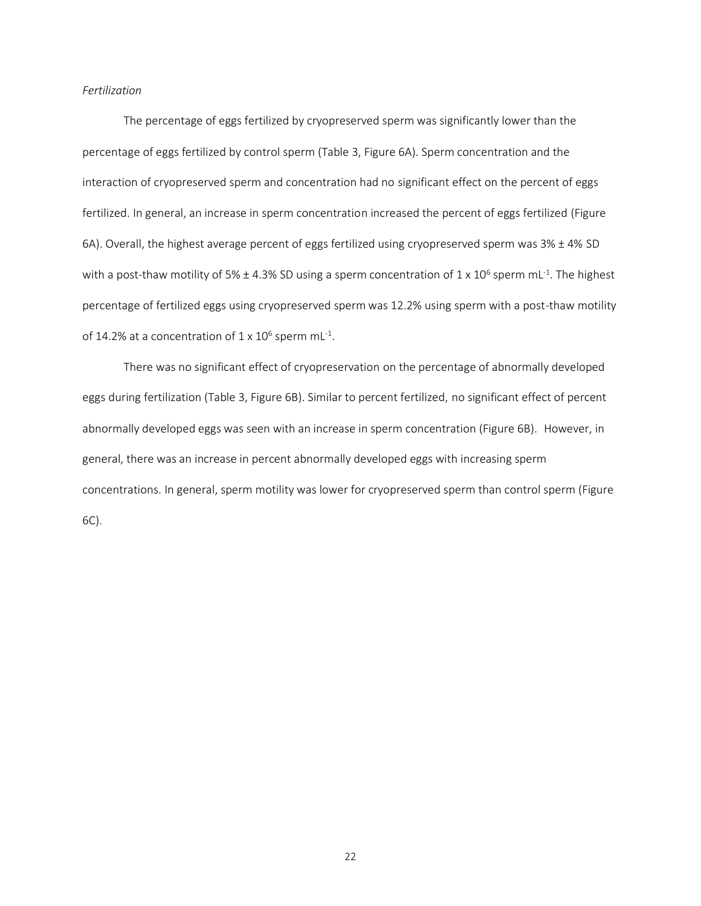*Fertilization*

The percentage of eggs fertilized by cryopreserved sperm was significantly lower than the percentage of eggs fertilized by control sperm (Table 3, Figure 6A). Sperm concentration and the interaction of cryopreserved sperm and concentration had no significant effect on the percent of eggs fertilized. In general, an increase in sperm concentration increased the percent of eggs fertilized (Figure 6A). Overall, the highest average percent of eggs fertilized using cryopreserved sperm was 3% ± 4% SD with a post-thaw motility of 5% ± 4.3% SD using a sperm concentration of $1 \times 10^6$ sperm $mL^{-1}$. The highest percentage of fertilized eggs using cryopreserved sperm was 12.2% using sperm with a post-thaw motility of 14.2% at a concentration of $1 \times 10^6$ sperm $mL^{-1}$.

There was no significant effect of cryopreservation on the percentage of abnormally developed eggs during fertilization (Table 3, Figure 6B). Similar to percent fertilized, no significant effect of percent abnormally developed eggs was seen with an increase in sperm concentration (Figure 6B). However, in general, there was an increase in percent abnormally developed eggs with increasing sperm concentrations. In general, sperm motility was lower for cryopreserved sperm than control sperm (Figure 6C).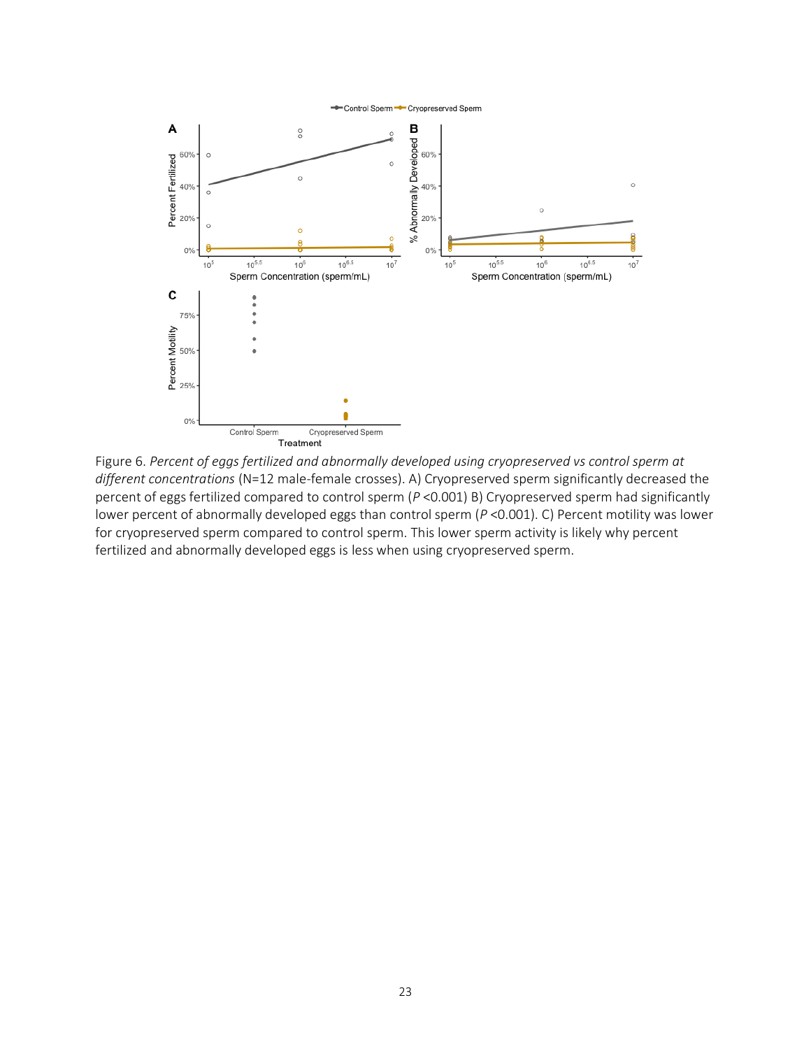Control Sperm Cryopreserved Sperm

A

Percent Fertilized

60%

40%

20%

0%

$10^5$ $10^{5.5}$ $10^6$ $10^{6.5}$ $10^7$

Sperm Concentration (sperm/mL)

B

% Abnormally Developed

60%

40%

20%

0%

$10^5$ $10^{5.5}$ $10^6$ $10^{6.5}$ $10^7$

Sperm Concentration (sperm/mL)

C

Percent Motility

75%

50%

25%

0%

Control Sperm Cryopreserved Sperm

Treatment

Figure 6. *Percent of eggs fertilized and abnormally developed using cryopreserved vs control sperm at different concentrations* (N=12 male-female crosses). A) Cryopreserved sperm significantly decreased the percent of eggs fertilized compared to control sperm ($P$ <0.001) B) Cryopreserved sperm had significantly lower percent of abnormally developed eggs than control sperm ($P$ <0.001). C) Percent motility was lower for cryopreserved sperm compared to control sperm. This lower sperm activity is likely why percent fertilized and abnormally developed eggs is less when using cryopreserved sperm.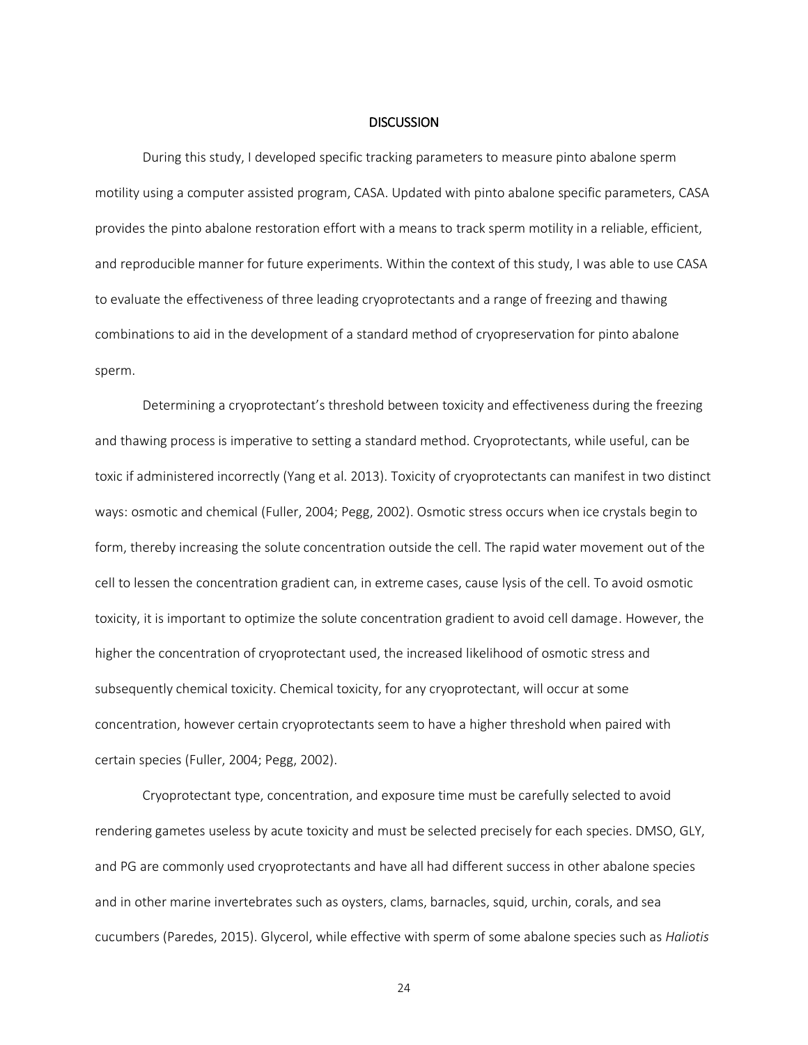# DISCUSSION

During this study, I developed specific tracking parameters to measure pinto abalone sperm motility using a computer assisted program, CASA. Updated with pinto abalone specific parameters, CASA provides the pinto abalone restoration effort with a means to track sperm motility in a reliable, efficient, and reproducible manner for future experiments. Within the context of this study, I was able to use CASA to evaluate the effectiveness of three leading cryoprotectants and a range of freezing and thawing combinations to aid in the development of a standard method of cryopreservation for pinto abalone sperm.

Determining a cryoprotectant's threshold between toxicity and effectiveness during the freezing and thawing process is imperative to setting a standard method. Cryoprotectants, while useful, can be toxic if administered incorrectly (Yang et al. 2013). Toxicity of cryoprotectants can manifest in two distinct ways: osmotic and chemical (Fuller, 2004; Pegg, 2002). Osmotic stress occurs when ice crystals begin to form, thereby increasing the solute concentration outside the cell. The rapid water movement out of the cell to lessen the concentration gradient can, in extreme cases, cause lysis of the cell. To avoid osmotic toxicity, it is important to optimize the solute concentration gradient to avoid cell damage. However, the higher the concentration of cryoprotectant used, the increased likelihood of osmotic stress and subsequently chemical toxicity. Chemical toxicity, for any cryoprotectant, will occur at some concentration, however certain cryoprotectants seem to have a higher threshold when paired with certain species (Fuller, 2004; Pegg, 2002).

Cryoprotectant type, concentration, and exposure time must be carefully selected to avoid rendering gametes useless by acute toxicity and must be selected precisely for each species. DMSO, GLY, and PG are commonly used cryoprotectants and have all had different success in other abalone species and in other marine invertebrates such as oysters, clams, barnacles, squid, urchin, corals, and sea cucumbers (Paredes, 2015). Glycerol, while effective with sperm of some abalone species such as *Haliotis*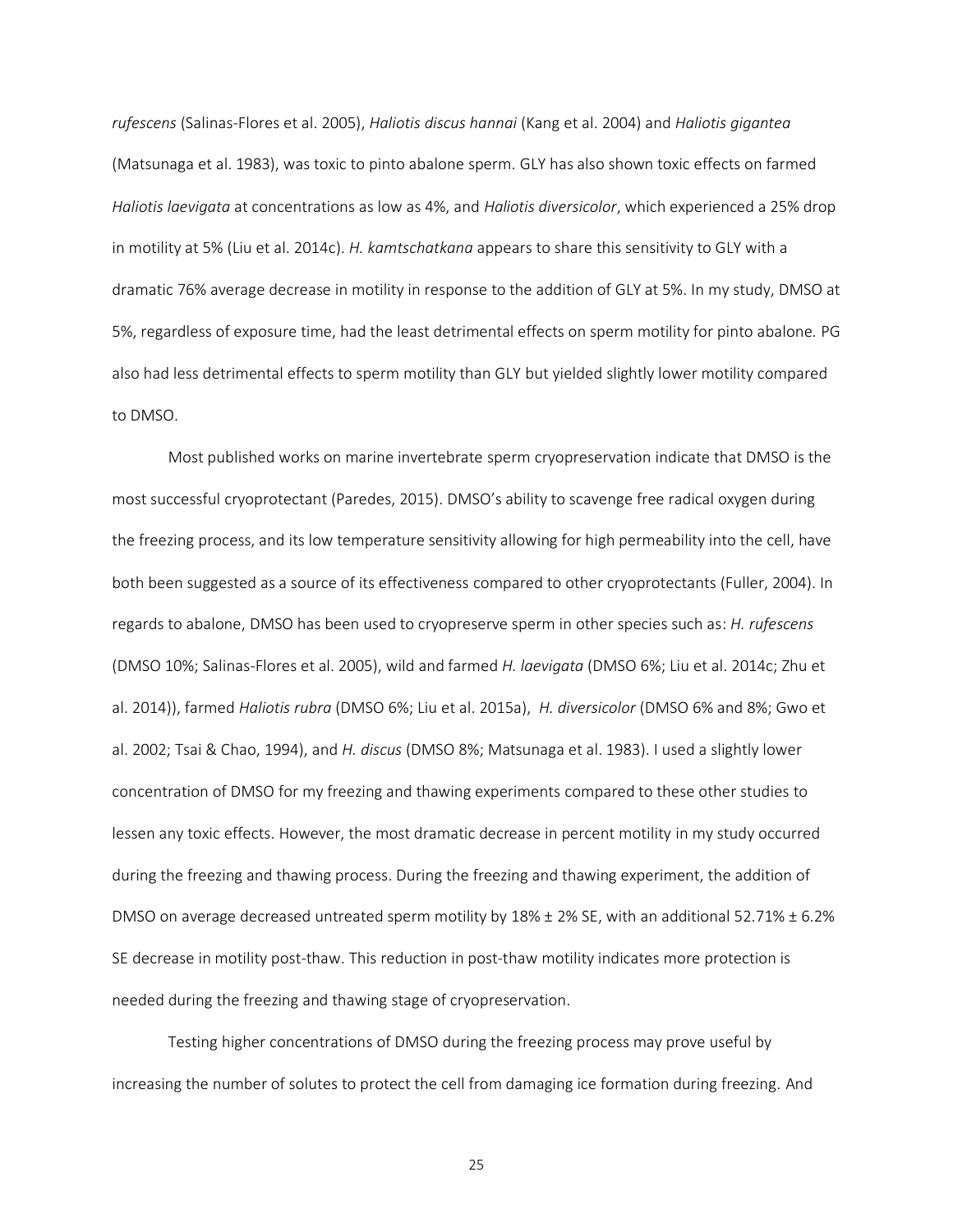*rufescens* (Salinas-Flores et al. 2005), *Haliotis discus hannai* (Kang et al. 2004) and *Haliotis gigantea* (Matsunaga et al. 1983), was toxic to pinto abalone sperm. GLY has also shown toxic effects on farmed *Haliotis laevigata* at concentrations as low as 4%, and *Haliotis diversicolor*, which experienced a 25% drop in motility at 5% (Liu et al. 2014c). *H. kamtschatkana* appears to share this sensitivity to GLY with a dramatic 76% average decrease in motility in response to the addition of GLY at 5%. In my study, DMSO at 5%, regardless of exposure time, had the least detrimental effects on sperm motility for pinto abalone. PG also had less detrimental effects to sperm motility than GLY but yielded slightly lower motility compared to DMSO.

Most published works on marine invertebrate sperm cryopreservation indicate that DMSO is the most successful cryoprotectant (Paredes, 2015). DMSO's ability to scavenge free radical oxygen during the freezing process, and its low temperature sensitivity allowing for high permeability into the cell, have both been suggested as a source of its effectiveness compared to other cryoprotectants (Fuller, 2004). In regards to abalone, DMSO has been used to cryopreserve sperm in other species such as: *H. rufescens* (DMSO 10%; Salinas-Flores et al. 2005), wild and farmed *H. laevigata* (DMSO 6%; Liu et al. 2014c; Zhu et al. 2014)), farmed *Haliotis rubra* (DMSO 6%; Liu et al. 2015a), *H. diversicolor* (DMSO 6% and 8%; Gwo et al. 2002; Tsai & Chao, 1994), and *H. discus* (DMSO 8%; Matsunaga et al. 1983). I used a slightly lower concentration of DMSO for my freezing and thawing experiments compared to these other studies to lessen any toxic effects. However, the most dramatic decrease in percent motility in my study occurred during the freezing and thawing process. During the freezing and thawing experiment, the addition of DMSO on average decreased untreated sperm motility by 18% ± 2% SE, with an additional 52.71% ± 6.2% SE decrease in motility post-thaw. This reduction in post-thaw motility indicates more protection is needed during the freezing and thawing stage of cryopreservation.

Testing higher concentrations of DMSO during the freezing process may prove useful by increasing the number of solutes to protect the cell from damaging ice formation during freezing. And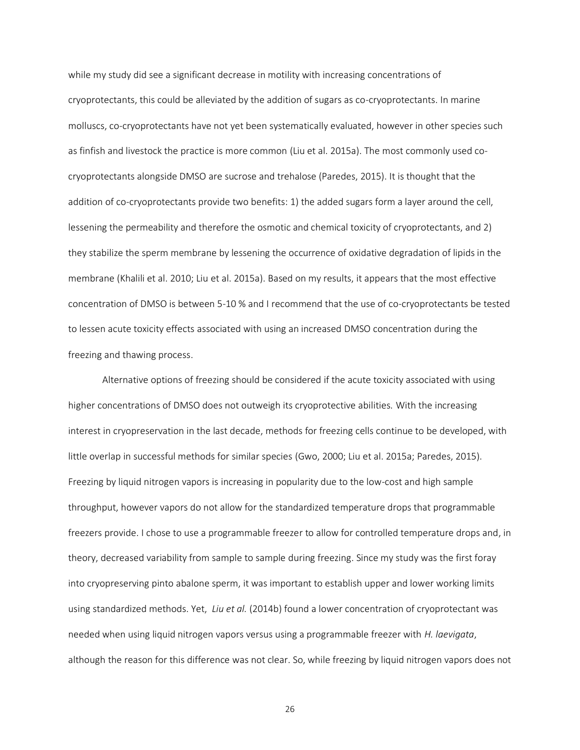while my study did see a significant decrease in motility with increasing concentrations of cryoprotectants, this could be alleviated by the addition of sugars as co-cryoprotectants. In marine molluscs, co-cryoprotectants have not yet been systematically evaluated, however in other species such as finfish and livestock the practice is more common (Liu et al. 2015a). The most commonly used co-cryoprotectants alongside DMSO are sucrose and trehalose (Paredes, 2015). It is thought that the addition of co-cryoprotectants provide two benefits: 1) the added sugars form a layer around the cell, lessening the permeability and therefore the osmotic and chemical toxicity of cryoprotectants, and 2) they stabilize the sperm membrane by lessening the occurrence of oxidative degradation of lipids in the membrane (Khalili et al. 2010; Liu et al. 2015a). Based on my results, it appears that the most effective concentration of DMSO is between 5-10 % and I recommend that the use of co-cryoprotectants be tested to lessen acute toxicity effects associated with using an increased DMSO concentration during the freezing and thawing process.

Alternative options of freezing should be considered if the acute toxicity associated with using higher concentrations of DMSO does not outweigh its cryoprotective abilities. With the increasing interest in cryopreservation in the last decade, methods for freezing cells continue to be developed, with little overlap in successful methods for similar species (Gwo, 2000; Liu et al. 2015a; Paredes, 2015). Freezing by liquid nitrogen vapors is increasing in popularity due to the low-cost and high sample throughput, however vapors do not allow for the standardized temperature drops that programmable freezers provide. I chose to use a programmable freezer to allow for controlled temperature drops and, in theory, decreased variability from sample to sample during freezing. Since my study was the first foray into cryopreserving pinto abalone sperm, it was important to establish upper and lower working limits using standardized methods. Yet, *Liu et al.* (2014b) found a lower concentration of cryoprotectant was needed when using liquid nitrogen vapors versus using a programmable freezer with *H. laevigata*, although the reason for this difference was not clear. So, while freezing by liquid nitrogen vapors does not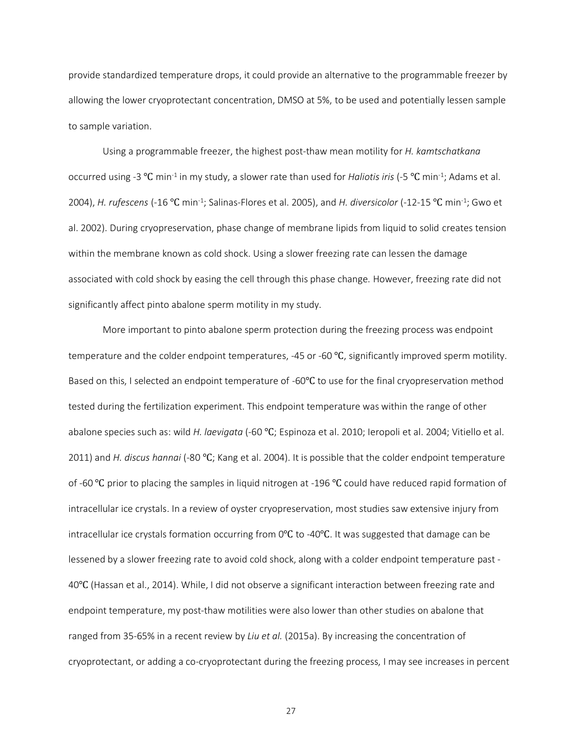provide standardized temperature drops, it could provide an alternative to the programmable freezer by allowing the lower cryoprotectant concentration, DMSO at 5%, to be used and potentially lessen sample to sample variation.

Using a programmable freezer, the highest post-thaw mean motility for *H. kamtschatkana* occurred using -3 ℃ $min^{-1}$ in my study, a slower rate than used for *Haliotis iris* (-5 ℃ $min^{-1}$; Adams et al. 2004), *H. rufescens* (-16 ℃ $min^{-1}$; Salinas-Flores et al. 2005), and *H. diversicolor* (-12-15 ℃ $min^{-1}$; Gwo et al. 2002). During cryopreservation, phase change of membrane lipids from liquid to solid creates tension within the membrane known as cold shock. Using a slower freezing rate can lessen the damage associated with cold shock by easing the cell through this phase change. However, freezing rate did not significantly affect pinto abalone sperm motility in my study.

More important to pinto abalone sperm protection during the freezing process was endpoint temperature and the colder endpoint temperatures, -45 or -60 ℃, significantly improved sperm motility. Based on this, I selected an endpoint temperature of -60℃ to use for the final cryopreservation method tested during the fertilization experiment. This endpoint temperature was within the range of other abalone species such as: wild *H. laevigata* (-60 ℃; Espinoza et al. 2010; Ieropoli et al. 2004; Vitiello et al. 2011) and *H. discus hannai* (-80 ℃; Kang et al. 2004). It is possible that the colder endpoint temperature of -60 ℃ prior to placing the samples in liquid nitrogen at -196 ℃ could have reduced rapid formation of intracellular ice crystals. In a review of oyster cryopreservation, most studies saw extensive injury from intracellular ice crystals formation occurring from 0℃ to -40℃. It was suggested that damage can be lessened by a slower freezing rate to avoid cold shock, along with a colder endpoint temperature past -40℃ (Hassan et al., 2014). While, I did not observe a significant interaction between freezing rate and endpoint temperature, my post-thaw motilities were also lower than other studies on abalone that ranged from 35-65% in a recent review by *Liu et al.* (2015a). By increasing the concentration of cryoprotectant, or adding a co-cryoprotectant during the freezing process, I may see increases in percent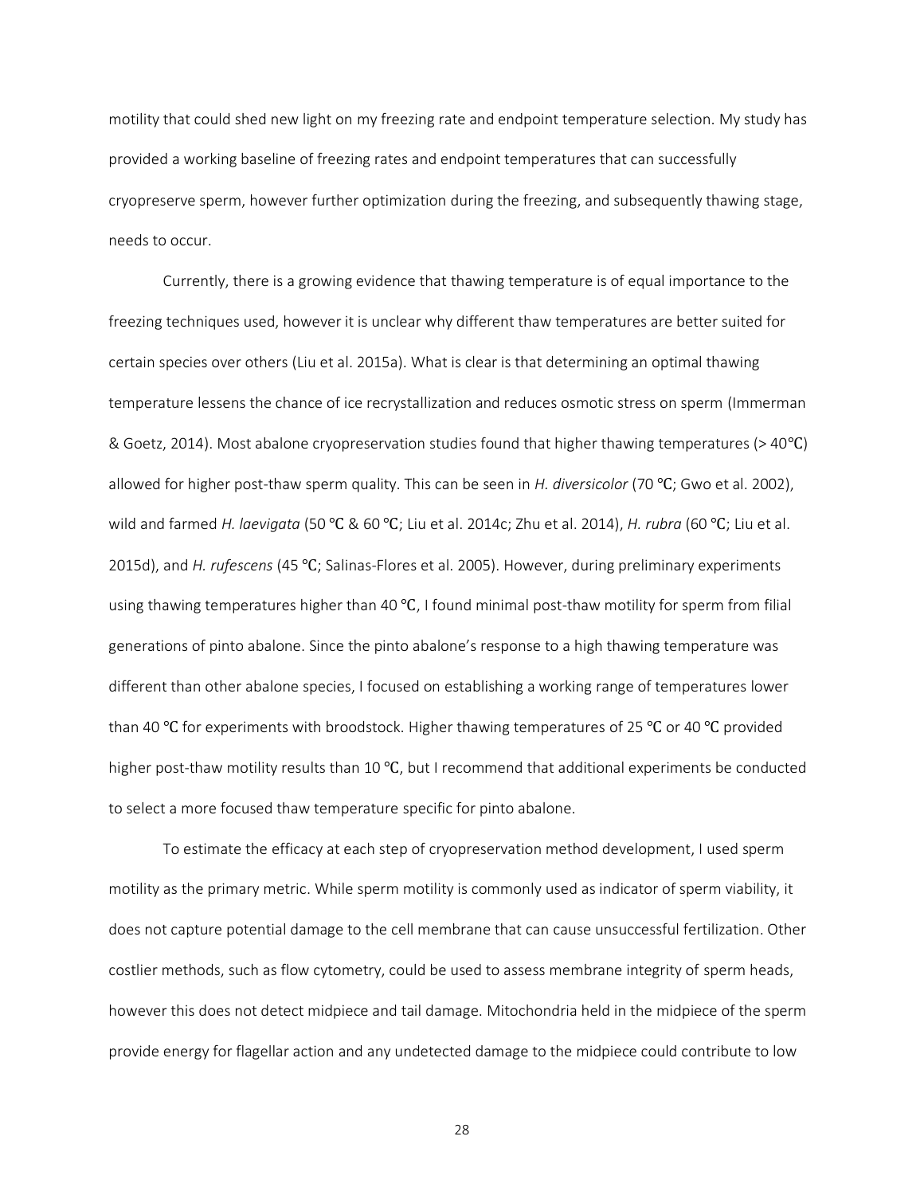motility that could shed new light on my freezing rate and endpoint temperature selection. My study has provided a working baseline of freezing rates and endpoint temperatures that can successfully cryopreserve sperm, however further optimization during the freezing, and subsequently thawing stage, needs to occur.

Currently, there is a growing evidence that thawing temperature is of equal importance to the freezing techniques used, however it is unclear why different thaw temperatures are better suited for certain species over others (Liu et al. 2015a). What is clear is that determining an optimal thawing temperature lessens the chance of ice recrystallization and reduces osmotic stress on sperm (Immerman & Goetz, 2014). Most abalone cryopreservation studies found that higher thawing temperatures (> 40℃) allowed for higher post-thaw sperm quality. This can be seen in *H. diversicolor* (70 ℃; Gwo et al. 2002), wild and farmed *H. laevigata* (50 ℃ & 60 ℃; Liu et al. 2014c; Zhu et al. 2014), *H. rubra* (60 ℃; Liu et al. 2015d), and *H. rufescens* (45 ℃; Salinas-Flores et al. 2005). However, during preliminary experiments using thawing temperatures higher than 40 ℃, I found minimal post-thaw motility for sperm from filial generations of pinto abalone. Since the pinto abalone's response to a high thawing temperature was different than other abalone species, I focused on establishing a working range of temperatures lower than 40 ℃ for experiments with broodstock. Higher thawing temperatures of 25 ℃ or 40 ℃ provided higher post-thaw motility results than 10 ℃, but I recommend that additional experiments be conducted to select a more focused thaw temperature specific for pinto abalone.

To estimate the efficacy at each step of cryopreservation method development, I used sperm motility as the primary metric. While sperm motility is commonly used as indicator of sperm viability, it does not capture potential damage to the cell membrane that can cause unsuccessful fertilization. Other costlier methods, such as flow cytometry, could be used to assess membrane integrity of sperm heads, however this does not detect midpiece and tail damage. Mitochondria held in the midpiece of the sperm provide energy for flagellar action and any undetected damage to the midpiece could contribute to low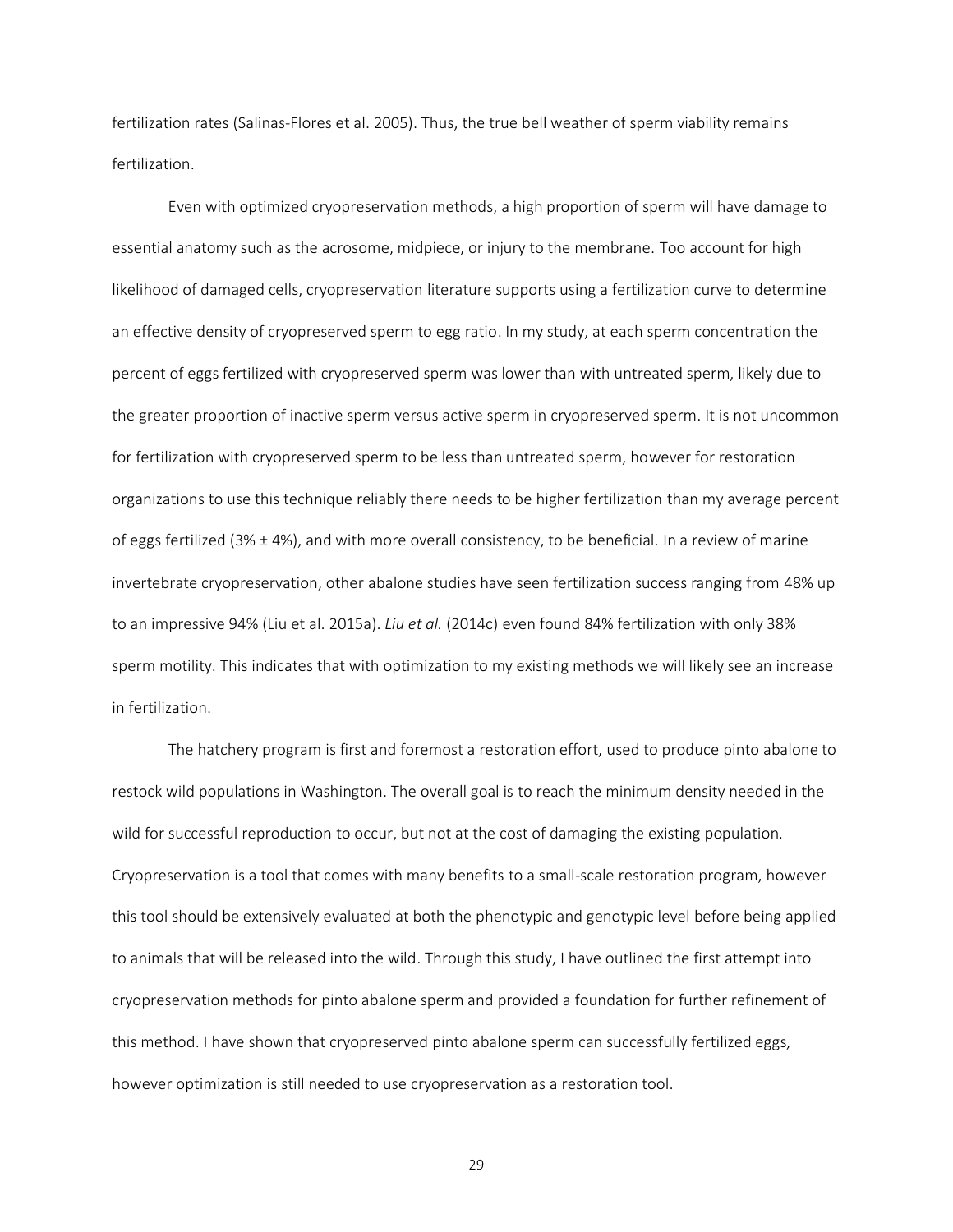fertilization rates (Salinas-Flores et al. 2005). Thus, the true bell weather of sperm viability remains fertilization.

Even with optimized cryopreservation methods, a high proportion of sperm will have damage to essential anatomy such as the acrosome, midpiece, or injury to the membrane. Too account for high likelihood of damaged cells, cryopreservation literature supports using a fertilization curve to determine an effective density of cryopreserved sperm to egg ratio. In my study, at each sperm concentration the percent of eggs fertilized with cryopreserved sperm was lower than with untreated sperm, likely due to the greater proportion of inactive sperm versus active sperm in cryopreserved sperm. It is not uncommon for fertilization with cryopreserved sperm to be less than untreated sperm, however for restoration organizations to use this technique reliably there needs to be higher fertilization than my average percent of eggs fertilized (3% ± 4%), and with more overall consistency, to be beneficial. In a review of marine invertebrate cryopreservation, other abalone studies have seen fertilization success ranging from 48% up to an impressive 94% (Liu et al. 2015a). *Liu et al.* (2014c) even found 84% fertilization with only 38% sperm motility. This indicates that with optimization to my existing methods we will likely see an increase in fertilization.

The hatchery program is first and foremost a restoration effort, used to produce pinto abalone to restock wild populations in Washington. The overall goal is to reach the minimum density needed in the wild for successful reproduction to occur, but not at the cost of damaging the existing population. Cryopreservation is a tool that comes with many benefits to a small-scale restoration program, however this tool should be extensively evaluated at both the phenotypic and genotypic level before being applied to animals that will be released into the wild. Through this study, I have outlined the first attempt into cryopreservation methods for pinto abalone sperm and provided a foundation for further refinement of this method. I have shown that cryopreserved pinto abalone sperm can successfully fertilized eggs, however optimization is still needed to use cryopreservation as a restoration tool.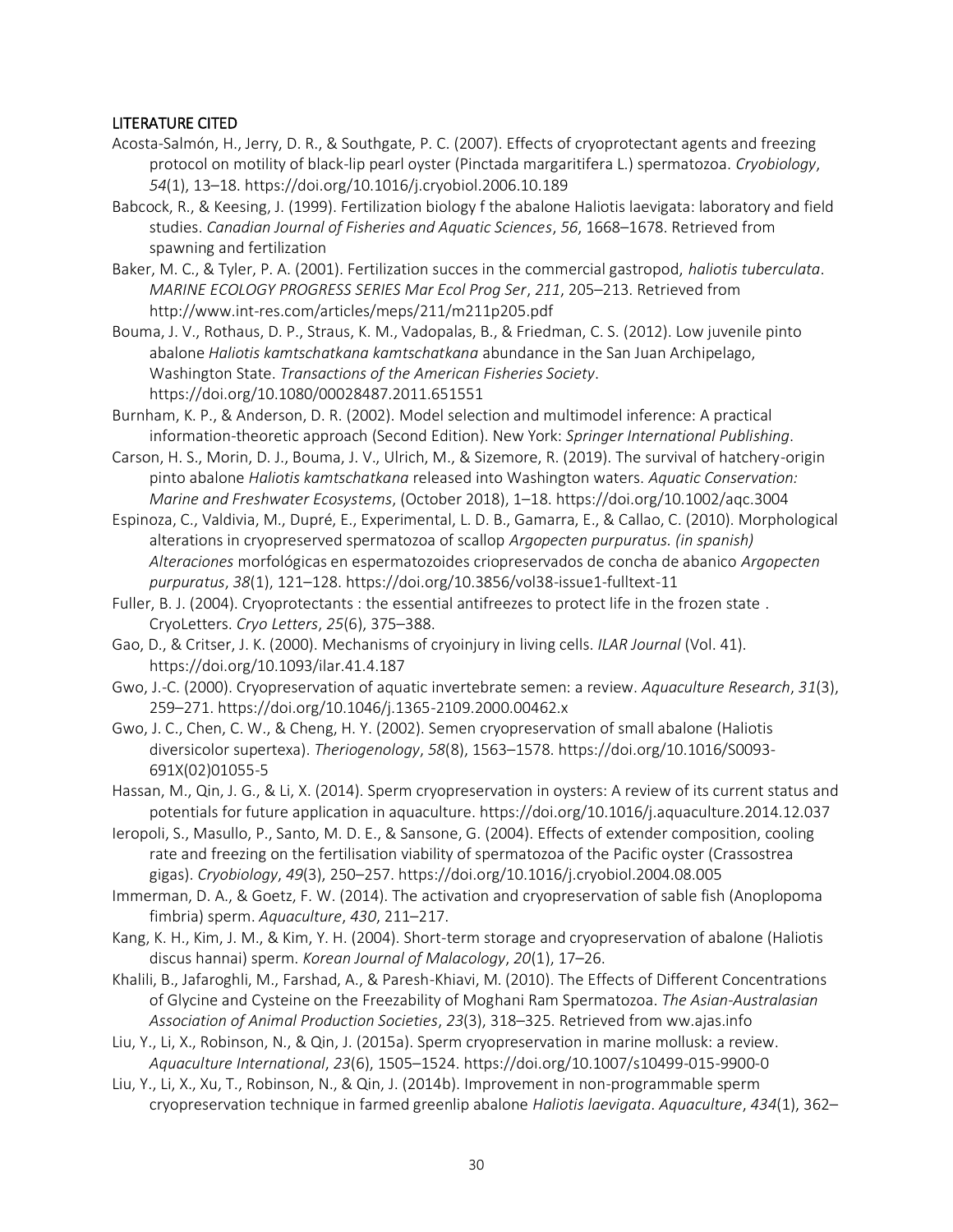## LITERATURE CITED

Acosta-Salmón, H., Jerry, D. R., & Southgate, P. C. (2007). Effects of cryoprotectant agents and freezing protocol on motility of black-lip pearl oyster (Pinctada margaritifera L.) spermatozoa. *Cryobiology*, *54*(1), 13–18. https://doi.org/10.1016/j.cryobiol.2006.10.189

Babcock, R., & Keesing, J. (1999). Fertilization biology f the abalone Haliotis laevigata: laboratory and field studies. *Canadian Journal of Fisheries and Aquatic Sciences*, *56*, 1668–1678. Retrieved from spawning and fertilization

Baker, M. C., & Tyler, P. A. (2001). Fertilization succes in the commercial gastropod, *haliotis tuberculata*. *MARINE ECOLOGY PROGRESS SERIES Mar Ecol Prog Ser*, *211*, 205–213. Retrieved from http://www.int-res.com/articles/meps/211/m211p205.pdf

Bouma, J. V., Rothaus, D. P., Straus, K. M., Vadopalas, B., & Friedman, C. S. (2012). Low juvenile pinto abalone *Haliotis kamtschatkana kamtschatkana* abundance in the San Juan Archipelago, Washington State. *Transactions of the American Fisheries Society*. https://doi.org/10.1080/00028487.2011.651551

Burnham, K. P., & Anderson, D. R. (2002). Model selection and multimodel inference: A practical information-theoretic approach (Second Edition). New York: *Springer International Publishing*.

Carson, H. S., Morin, D. J., Bouma, J. V., Ulrich, M., & Sizemore, R. (2019). The survival of hatchery-origin pinto abalone *Haliotis kamtschatkana* released into Washington waters. *Aquatic Conservation: Marine and Freshwater Ecosystems*, (October 2018), 1–18. https://doi.org/10.1002/aqc.3004

Espinoza, C., Valdivia, M., Dupré, E., Experimental, L. D. B., Gamarra, E., & Callao, C. (2010). Morphological alterations in cryopreserved spermatozoa of scallop *Argopecten purpuratus. (in spanish) Alteraciones* morfológicas en espermatozoides criopreservados de concha de abanico *Argopecten purpuratus*, *38*(1), 121–128. https://doi.org/10.3856/vol38-issue1-fulltext-11

Fuller, B. J. (2004). Cryoprotectants : the essential antifreezes to protect life in the frozen state . CryoLetters. *Cryo Letters*, *25*(6), 375–388.

Gao, D., & Critser, J. K. (2000). Mechanisms of cryoinjury in living cells. *ILAR Journal* (Vol. 41). https://doi.org/10.1093/ilar.41.4.187

Gwo, J.-C. (2000). Cryopreservation of aquatic invertebrate semen: a review. *Aquaculture Research*, *31*(3), 259–271. https://doi.org/10.1046/j.1365-2109.2000.00462.x

Gwo, J. C., Chen, C. W., & Cheng, H. Y. (2002). Semen cryopreservation of small abalone (Haliotis diversicolor supertexa). *Theriogenology*, *58*(8), 1563–1578. https://doi.org/10.1016/S0093-691X(02)01055-5

Hassan, M., Qin, J. G., & Li, X. (2014). Sperm cryopreservation in oysters: A review of its current status and potentials for future application in aquaculture. https://doi.org/10.1016/j.aquaculture.2014.12.037

Ieropoli, S., Masullo, P., Santo, M. D. E., & Sansone, G. (2004). Effects of extender composition, cooling rate and freezing on the fertilisation viability of spermatozoa of the Pacific oyster (Crassostrea gigas). *Cryobiology*, *49*(3), 250–257. https://doi.org/10.1016/j.cryobiol.2004.08.005

Immerman, D. A., & Goetz, F. W. (2014). The activation and cryopreservation of sable fish (Anoplopoma fimbria) sperm. *Aquaculture*, *430*, 211–217.

Kang, K. H., Kim, J. M., & Kim, Y. H. (2004). Short-term storage and cryopreservation of abalone (Haliotis discus hannai) sperm. *Korean Journal of Malacology*, *20*(1), 17–26.

Khalili, B., Jafaroghli, M., Farshad, A., & Paresh-Khiavi, M. (2010). The Effects of Different Concentrations of Glycine and Cysteine on the Freezability of Moghani Ram Spermatozoa. *The Asian-Australasian Association of Animal Production Societies*, *23*(3), 318–325. Retrieved from ww.ajas.info

Liu, Y., Li, X., Robinson, N., & Qin, J. (2015a). Sperm cryopreservation in marine mollusk: a review. *Aquaculture International*, *23*(6), 1505–1524. https://doi.org/10.1007/s10499-015-9900-0

Liu, Y., Li, X., Xu, T., Robinson, N., & Qin, J. (2014b). Improvement in non-programmable sperm cryopreservation technique in farmed greenlip abalone *Haliotis laevigata*. *Aquaculture*, *434*(1), 362–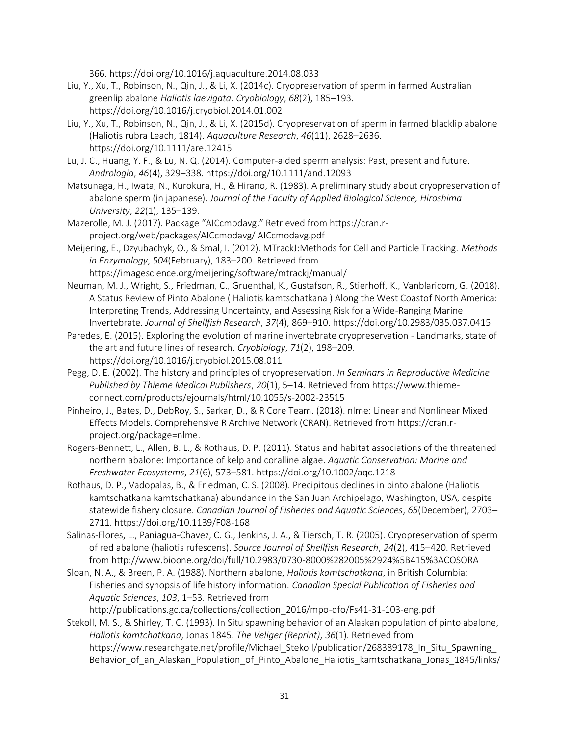366. https://doi.org/10.1016/j.aquaculture.2014.08.033

Liu, Y., Xu, T., Robinson, N., Qin, J., & Li, X. (2014c). Cryopreservation of sperm in farmed Australian greenlip abalone *Haliotis laevigata*. *Cryobiology*, *68*(2), 185–193. https://doi.org/10.1016/j.cryobiol.2014.01.002

Liu, Y., Xu, T., Robinson, N., Qin, J., & Li, X. (2015d). Cryopreservation of sperm in farmed blacklip abalone (Haliotis rubra Leach, 1814). *Aquaculture Research*, *46*(11), 2628–2636. https://doi.org/10.1111/are.12415

Lu, J. C., Huang, Y. F., & Lü, N. Q. (2014). Computer-aided sperm analysis: Past, present and future. *Andrologia*, *46*(4), 329–338. https://doi.org/10.1111/and.12093

Matsunaga, H., Iwata, N., Kurokura, H., & Hirano, R. (1983). A preliminary study about cryopreservation of abalone sperm (in japanese). *Journal of the Faculty of Applied Biological Science, Hiroshima University*, *22*(1), 135–139.

Mazerolle, M. J. (2017). Package "AICcmodavg." Retrieved from https://cran.r-project.org/web/packages/AICcmodavg/ AICcmodavg.pdf

Meijering, E., Dzyubachyk, O., & Smal, I. (2012). MTrackJ:Methods for Cell and Particle Tracking. *Methods in Enzymology*, *504*(February), 183–200. Retrieved from https://imagescience.org/meijering/software/mtrackj/manual/

Neuman, M. J., Wright, S., Friedman, C., Gruenthal, K., Gustafson, R., Stierhoff, K., Vanblaricom, G. (2018). A Status Review of Pinto Abalone ( Haliotis kamtschatkana ) Along the West Coastof North America: Interpreting Trends, Addressing Uncertainty, and Assessing Risk for a Wide-Ranging Marine Invertebrate. *Journal of Shellfish Research*, *37*(4), 869–910. https://doi.org/10.2983/035.037.0415

Paredes, E. (2015). Exploring the evolution of marine invertebrate cryopreservation - Landmarks, state of the art and future lines of research. *Cryobiology*, *71*(2), 198–209. https://doi.org/10.1016/j.cryobiol.2015.08.011

Pegg, D. E. (2002). The history and principles of cryopreservation. *In Seminars in Reproductive Medicine Published by Thieme Medical Publishers*, *20*(1), 5–14. Retrieved from https://www.thieme-connect.com/products/ejournals/html/10.1055/s-2002-23515

Pinheiro, J., Bates, D., DebRoy, S., Sarkar, D., & R Core Team. (2018). nlme: Linear and Nonlinear Mixed Effects Models. Comprehensive R Archive Network (CRAN). Retrieved from https://cran.r-project.org/package=nlme.

Rogers-Bennett, L., Allen, B. L., & Rothaus, D. P. (2011). Status and habitat associations of the threatened northern abalone: Importance of kelp and coralline algae. *Aquatic Conservation: Marine and Freshwater Ecosystems*, *21*(6), 573–581. https://doi.org/10.1002/aqc.1218

Rothaus, D. P., Vadopalas, B., & Friedman, C. S. (2008). Precipitous declines in pinto abalone (Haliotis kamtschatkana kamtschatkana) abundance in the San Juan Archipelago, Washington, USA, despite statewide fishery closure. *Canadian Journal of Fisheries and Aquatic Sciences*, *65*(December), 2703–2711. https://doi.org/10.1139/F08-168

Salinas-Flores, L., Paniagua-Chavez, C. G., Jenkins, J. A., & Tiersch, T. R. (2005). Cryopreservation of sperm of red abalone (haliotis rufescens). *Source Journal of Shellfish Research*, *24*(2), 415–420. Retrieved from http://www.bioone.org/doi/full/10.2983/0730-8000%282005%2924%5B415%3ACOSORA

Sloan, N. A., & Breen, P. A. (1988). Northern abalone, *Haliotis kamtschatkana*, in British Columbia: Fisheries and synopsis of life history information. *Canadian Special Publication of Fisheries and Aquatic Sciences*, *103*, 1–53. Retrieved from http://publications.gc.ca/collections/collection_2016/mpo-dfo/Fs41-31-103-eng.pdf

Stekoll, M. S., & Shirley, T. C. (1993). In Situ spawning behavior of an Alaskan population of pinto abalone, *Haliotis kamtchatkana*, Jonas 1845. *The Veliger (Reprint)*, *36*(1). Retrieved from https://www.researchgate.net/profile/Michael_Stekoll/publication/268389178_In_Situ_Spawning_Behavior_of_an_Alaskan_Population_of_Pinto_Abalone_Haliotis_kamtschatkana_Jonas_1845/links/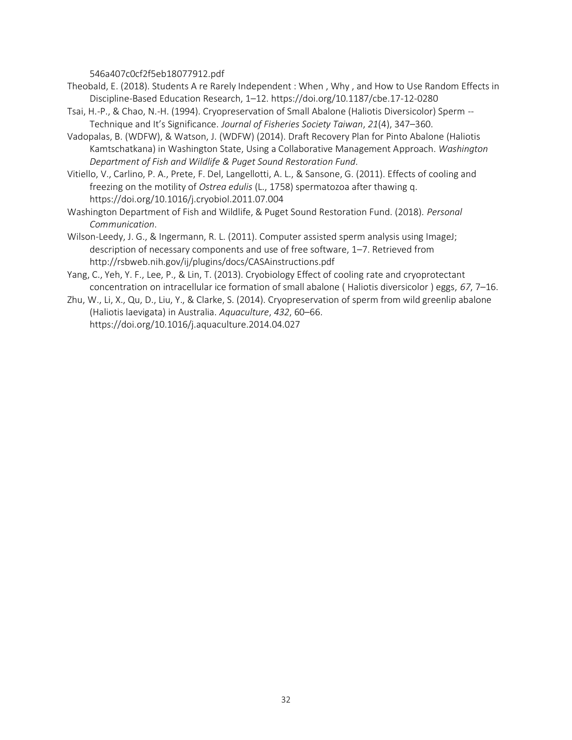546a407c0cf2f5eb18077912.pdf

Theobald, E. (2018). Students A re Rarely Independent : When , Why , and How to Use Random Effects in Discipline-Based Education Research, 1–12. https://doi.org/10.1187/cbe.17-12-0280

Tsai, H.-P., & Chao, N.-H. (1994). Cryopreservation of Small Abalone (Haliotis Diversicolor) Sperm -- Technique and It's Significance. *Journal of Fisheries Society Taiwan*, *21*(4), 347–360.

Vadopalas, B. (WDFW), & Watson, J. (WDFW) (2014). Draft Recovery Plan for Pinto Abalone (Haliotis Kamtschatkana) in Washington State, Using a Collaborative Management Approach. *Washington Department of Fish and Wildlife & Puget Sound Restoration Fund*.

Vitiello, V., Carlino, P. A., Prete, F. Del, Langellotti, A. L., & Sansone, G. (2011). Effects of cooling and freezing on the motility of *Ostrea edulis* (L., 1758) spermatozoa after thawing q. https://doi.org/10.1016/j.cryobiol.2011.07.004

Washington Department of Fish and Wildlife, & Puget Sound Restoration Fund. (2018). *Personal Communication*.

Wilson-Leedy, J. G., & Ingermann, R. L. (2011). Computer assisted sperm analysis using ImageJ; description of necessary components and use of free software, 1–7. Retrieved from http://rsbweb.nih.gov/ij/plugins/docs/CASAinstructions.pdf

Yang, C., Yeh, Y. F., Lee, P., & Lin, T. (2013). Cryobiology Effect of cooling rate and cryoprotectant concentration on intracellular ice formation of small abalone ( Haliotis diversicolor ) eggs, *67*, 7–16.

Zhu, W., Li, X., Qu, D., Liu, Y., & Clarke, S. (2014). Cryopreservation of sperm from wild greenlip abalone (Haliotis laevigata) in Australia. *Aquaculture*, *432*, 60–66. https://doi.org/10.1016/j.aquaculture.2014.04.027